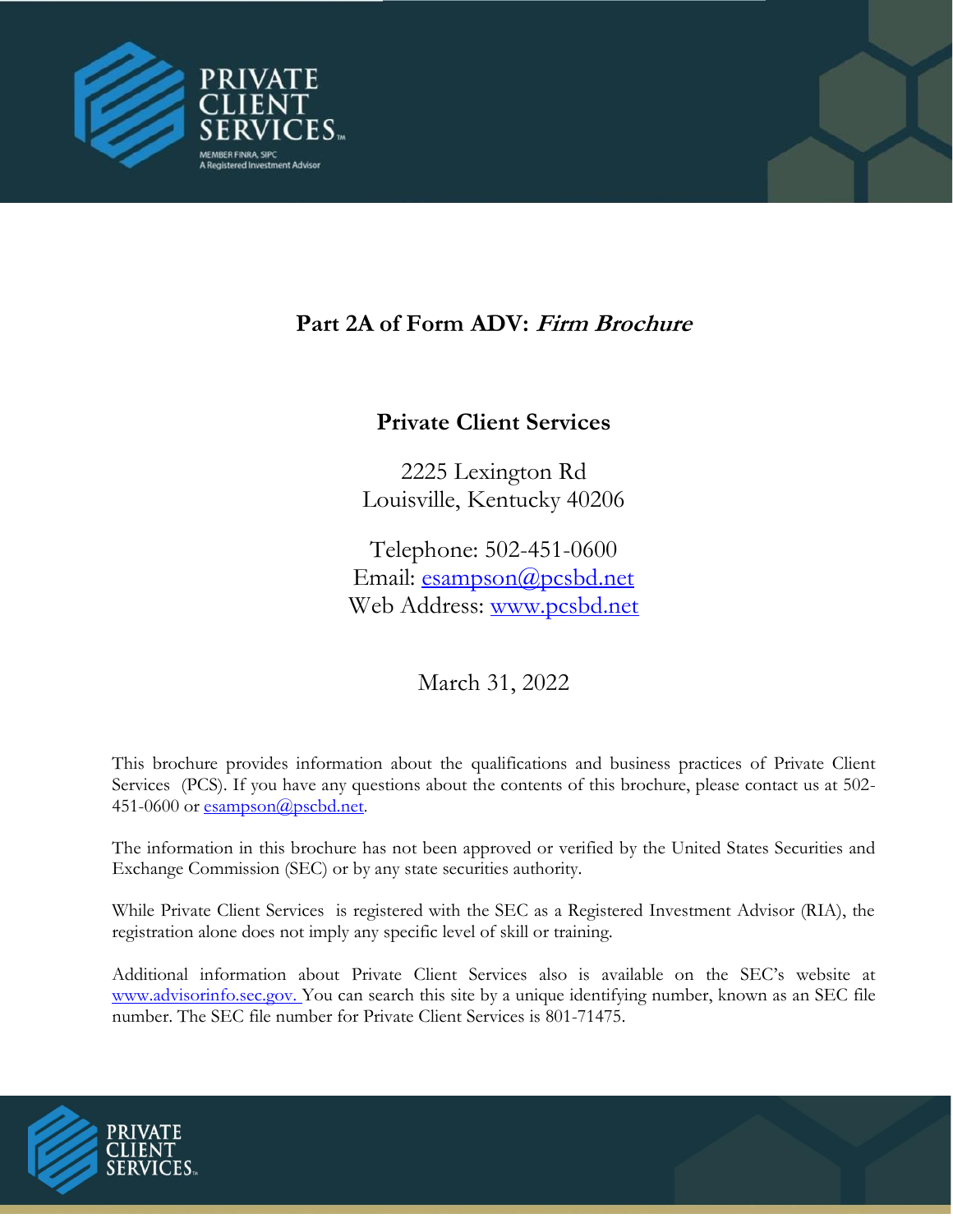PRIVATE CLIENT SERVICES

MEMBER FINRA, SIPC
A Registered Investment Advisor

# Part 2A of Form ADV: *Firm Brochure*

## Private Client Services

2225 Lexington Rd
Louisville, Kentucky 40206

Telephone: 502-451-0600
Email: esampson@pcsbd.net
Web Address: www.pcsbd.net

March 31, 2022

This brochure provides information about the qualifications and business practices of Private Client Services (PCS). If you have any questions about the contents of this brochure, please contact us at 502-451-0600 or esampson@pscbd.net.

The information in this brochure has not been approved or verified by the United States Securities and Exchange Commission (SEC) or by any state securities authority.

While Private Client Services is registered with the SEC as a Registered Investment Advisor (RIA), the registration alone does not imply any specific level of skill or training.

Additional information about Private Client Services also is available on the SEC's website at www.advisorinfo.sec.gov. You can search this site by a unique identifying number, known as an SEC file number. The SEC file number for Private Client Services is 801-71475.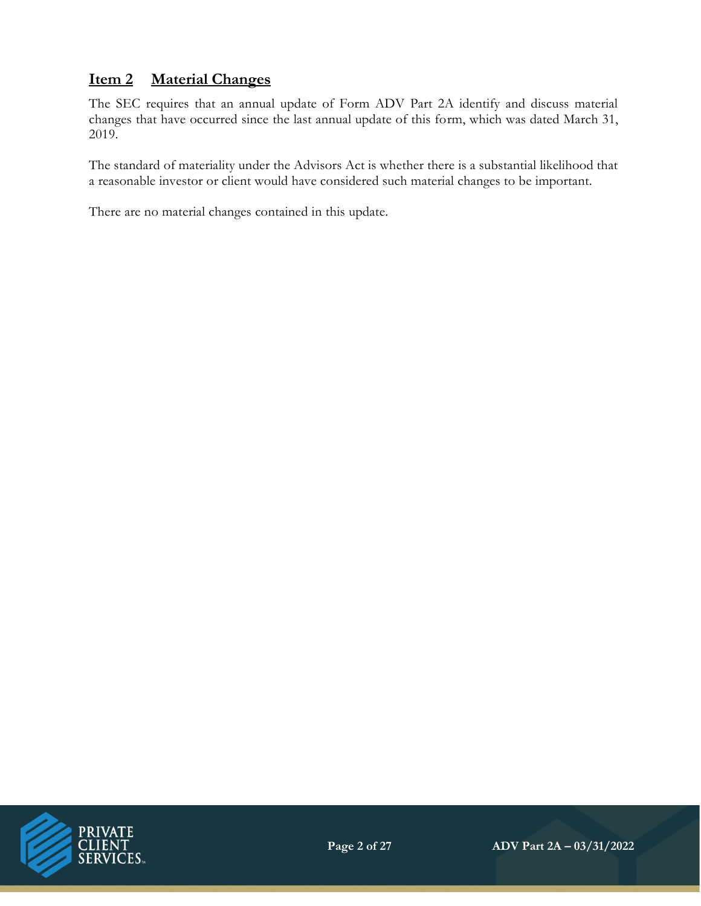## Item 2 Material Changes

The SEC requires that an annual update of Form ADV Part 2A identify and discuss material changes that have occurred since the last annual update of this form, which was dated March 31, 2019.

The standard of materiality under the Advisors Act is whether there is a substantial likelihood that a reasonable investor or client would have considered such material changes to be important.

There are no material changes contained in this update.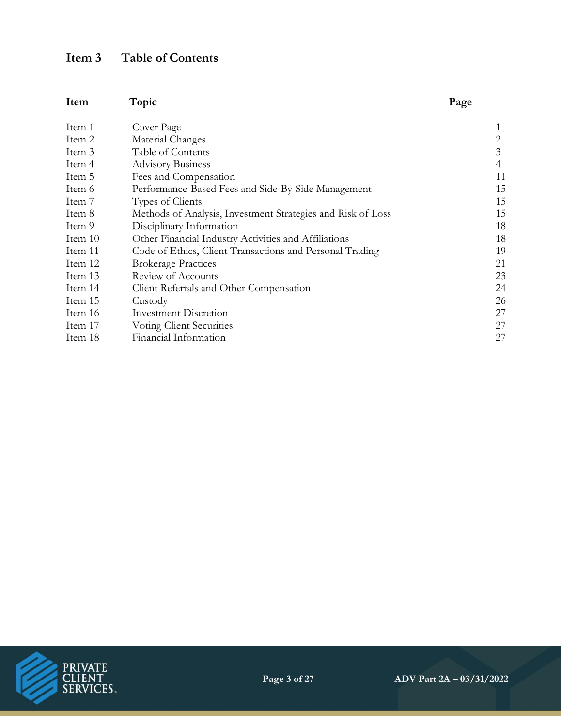## Item 3 Table of Contents

| Item | Topic | Page |
|---|---|---|
| Item 1 | Cover Page | 1 |
| Item 2 | Material Changes | 2 |
| Item 3 | Table of Contents | 3 |
| Item 4 | Advisory Business | 4 |
| Item 5 | Fees and Compensation | 11 |
| Item 6 | Performance-Based Fees and Side-By-Side Management | 15 |
| Item 7 | Types of Clients | 15 |
| Item 8 | Methods of Analysis, Investment Strategies and Risk of Loss | 15 |
| Item 9 | Disciplinary Information | 18 |
| Item 10 | Other Financial Industry Activities and Affiliations | 18 |
| Item 11 | Code of Ethics, Client Transactions and Personal Trading | 19 |
| Item 12 | Brokerage Practices | 21 |
| Item 13 | Review of Accounts | 23 |
| Item 14 | Client Referrals and Other Compensation | 24 |
| Item 15 | Custody | 26 |
| Item 16 | Investment Discretion | 27 |
| Item 17 | Voting Client Securities | 27 |
| Item 18 | Financial Information | 27 |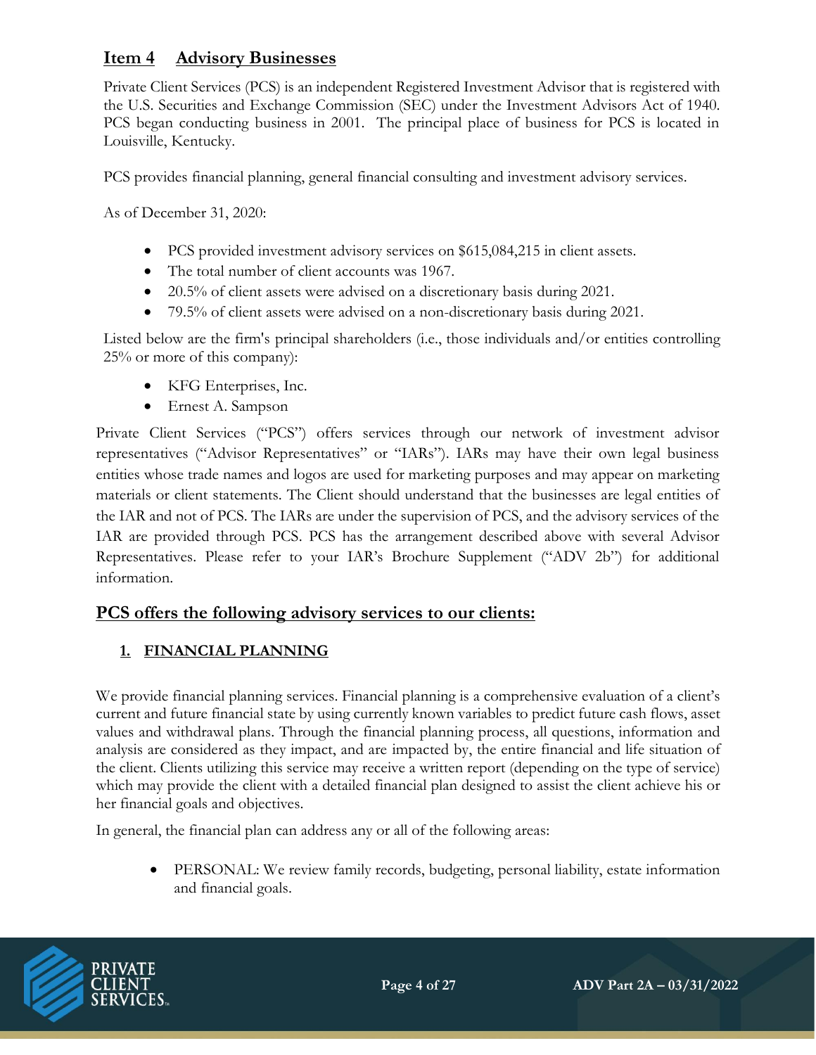## Item 4 Advisory Businesses

Private Client Services (PCS) is an independent Registered Investment Advisor that is registered with the U.S. Securities and Exchange Commission (SEC) under the Investment Advisors Act of 1940. PCS began conducting business in 2001. The principal place of business for PCS is located in Louisville, Kentucky.

PCS provides financial planning, general financial consulting and investment advisory services.

As of December 31, 2020:

- PCS provided investment advisory services on $615,084,215 in client assets.
- The total number of client accounts was 1967.
- 20.5% of client assets were advised on a discretionary basis during 2021.
- 79.5% of client assets were advised on a non-discretionary basis during 2021.

Listed below are the firm's principal shareholders (i.e., those individuals and/or entities controlling 25% or more of this company):

- KFG Enterprises, Inc.
- Ernest A. Sampson

Private Client Services ("PCS") offers services through our network of investment advisor representatives ("Advisor Representatives" or "IARs"). IARs may have their own legal business entities whose trade names and logos are used for marketing purposes and may appear on marketing materials or client statements. The Client should understand that the businesses are legal entities of the IAR and not of PCS. The IARs are under the supervision of PCS, and the advisory services of the IAR are provided through PCS. PCS has the arrangement described above with several Advisor Representatives. Please refer to your IAR's Brochure Supplement ("ADV 2b") for additional information.

## PCS offers the following advisory services to our clients:

### 1. FINANCIAL PLANNING

We provide financial planning services. Financial planning is a comprehensive evaluation of a client's current and future financial state by using currently known variables to predict future cash flows, asset values and withdrawal plans. Through the financial planning process, all questions, information and analysis are considered as they impact, and are impacted by, the entire financial and life situation of the client. Clients utilizing this service may receive a written report (depending on the type of service) which may provide the client with a detailed financial plan designed to assist the client achieve his or her financial goals and objectives.

In general, the financial plan can address any or all of the following areas:

- PERSONAL: We review family records, budgeting, personal liability, estate information and financial goals.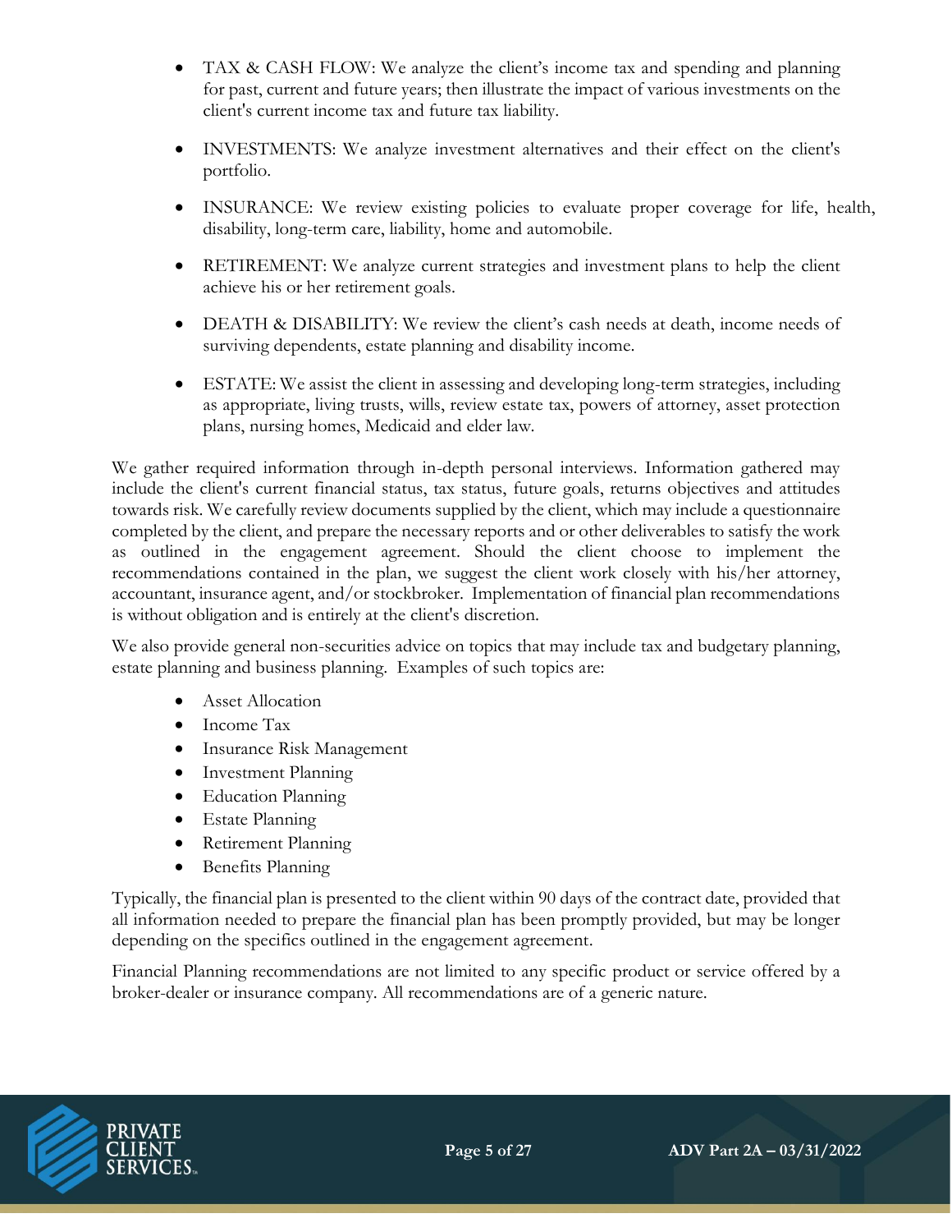- TAX & CASH FLOW: We analyze the client's income tax and spending and planning for past, current and future years; then illustrate the impact of various investments on the client's current income tax and future tax liability.

- INVESTMENTS: We analyze investment alternatives and their effect on the client's portfolio.

- INSURANCE: We review existing policies to evaluate proper coverage for life, health, disability, long-term care, liability, home and automobile.

- RETIREMENT: We analyze current strategies and investment plans to help the client achieve his or her retirement goals.

- DEATH & DISABILITY: We review the client's cash needs at death, income needs of surviving dependents, estate planning and disability income.

- ESTATE: We assist the client in assessing and developing long-term strategies, including as appropriate, living trusts, wills, review estate tax, powers of attorney, asset protection plans, nursing homes, Medicaid and elder law.

We gather required information through in-depth personal interviews. Information gathered may include the client's current financial status, tax status, future goals, returns objectives and attitudes towards risk. We carefully review documents supplied by the client, which may include a questionnaire completed by the client, and prepare the necessary reports and or other deliverables to satisfy the work as outlined in the engagement agreement. Should the client choose to implement the recommendations contained in the plan, we suggest the client work closely with his/her attorney, accountant, insurance agent, and/or stockbroker. Implementation of financial plan recommendations is without obligation and is entirely at the client's discretion.

We also provide general non-securities advice on topics that may include tax and budgetary planning, estate planning and business planning. Examples of such topics are:

- Asset Allocation
- Income Tax
- Insurance Risk Management
- Investment Planning
- Education Planning
- Estate Planning
- Retirement Planning
- Benefits Planning

Typically, the financial plan is presented to the client within 90 days of the contract date, provided that all information needed to prepare the financial plan has been promptly provided, but may be longer depending on the specifics outlined in the engagement agreement.

Financial Planning recommendations are not limited to any specific product or service offered by a broker-dealer or insurance company. All recommendations are of a generic nature.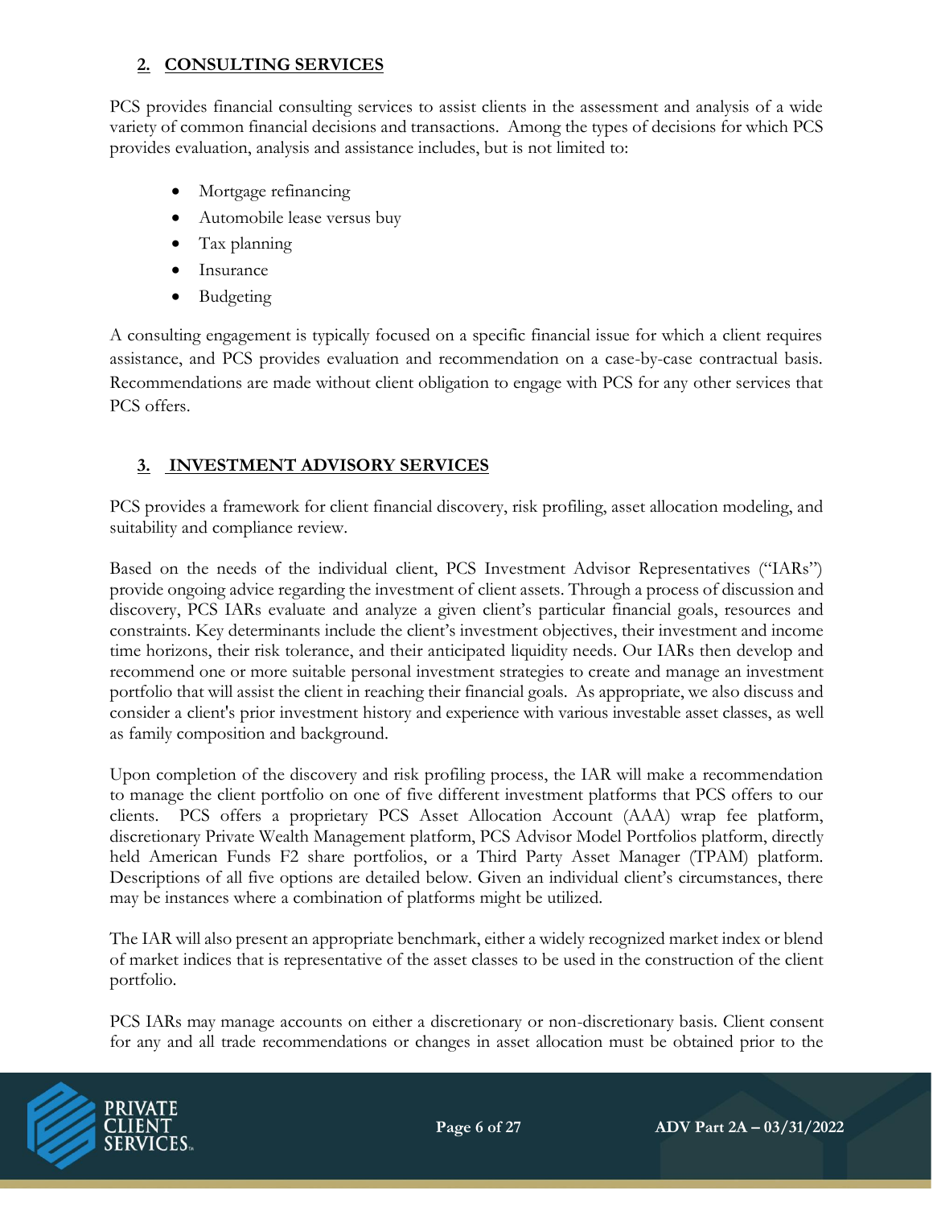## 2. CONSULTING SERVICES

PCS provides financial consulting services to assist clients in the assessment and analysis of a wide variety of common financial decisions and transactions. Among the types of decisions for which PCS provides evaluation, analysis and assistance includes, but is not limited to:

- Mortgage refinancing
- Automobile lease versus buy
- Tax planning
- Insurance
- Budgeting

A consulting engagement is typically focused on a specific financial issue for which a client requires assistance, and PCS provides evaluation and recommendation on a case-by-case contractual basis. Recommendations are made without client obligation to engage with PCS for any other services that PCS offers.

## 3. INVESTMENT ADVISORY SERVICES

PCS provides a framework for client financial discovery, risk profiling, asset allocation modeling, and suitability and compliance review.

Based on the needs of the individual client, PCS Investment Advisor Representatives ("IARs") provide ongoing advice regarding the investment of client assets. Through a process of discussion and discovery, PCS IARs evaluate and analyze a given client's particular financial goals, resources and constraints. Key determinants include the client's investment objectives, their investment and income time horizons, their risk tolerance, and their anticipated liquidity needs. Our IARs then develop and recommend one or more suitable personal investment strategies to create and manage an investment portfolio that will assist the client in reaching their financial goals. As appropriate, we also discuss and consider a client's prior investment history and experience with various investable asset classes, as well as family composition and background.

Upon completion of the discovery and risk profiling process, the IAR will make a recommendation to manage the client portfolio on one of five different investment platforms that PCS offers to our clients. PCS offers a proprietary PCS Asset Allocation Account (AAA) wrap fee platform, discretionary Private Wealth Management platform, PCS Advisor Model Portfolios platform, directly held American Funds F2 share portfolios, or a Third Party Asset Manager (TPAM) platform. Descriptions of all five options are detailed below. Given an individual client's circumstances, there may be instances where a combination of platforms might be utilized.

The IAR will also present an appropriate benchmark, either a widely recognized market index or blend of market indices that is representative of the asset classes to be used in the construction of the client portfolio.

PCS IARs may manage accounts on either a discretionary or non-discretionary basis. Client consent for any and all trade recommendations or changes in asset allocation must be obtained prior to the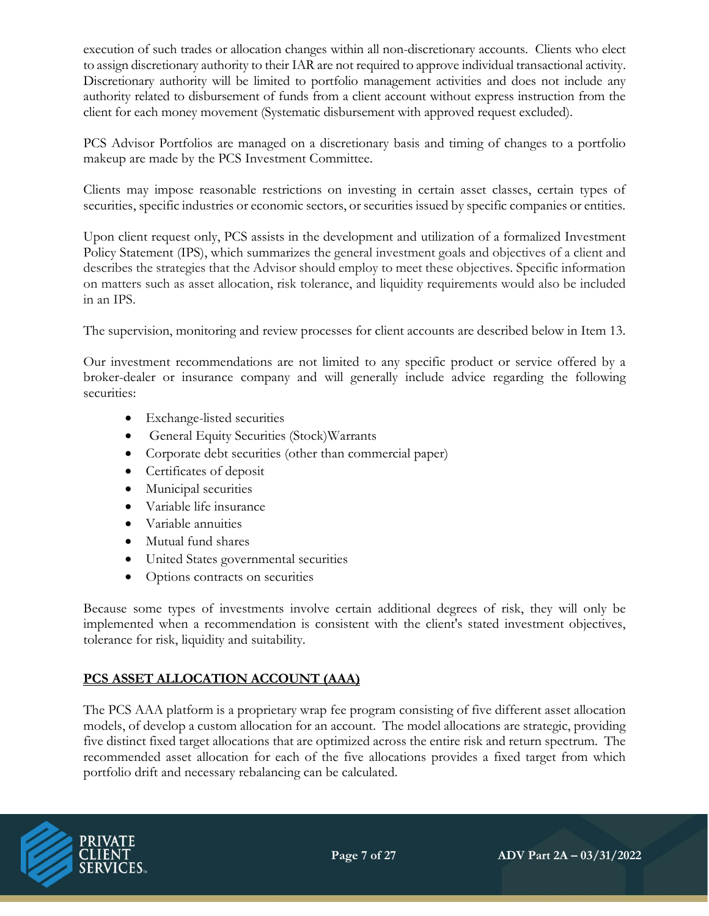execution of such trades or allocation changes within all non-discretionary accounts. Clients who elect to assign discretionary authority to their IAR are not required to approve individual transactional activity. Discretionary authority will be limited to portfolio management activities and does not include any authority related to disbursement of funds from a client account without express instruction from the client for each money movement (Systematic disbursement with approved request excluded).

PCS Advisor Portfolios are managed on a discretionary basis and timing of changes to a portfolio makeup are made by the PCS Investment Committee.

Clients may impose reasonable restrictions on investing in certain asset classes, certain types of securities, specific industries or economic sectors, or securities issued by specific companies or entities.

Upon client request only, PCS assists in the development and utilization of a formalized Investment Policy Statement (IPS), which summarizes the general investment goals and objectives of a client and describes the strategies that the Advisor should employ to meet these objectives. Specific information on matters such as asset allocation, risk tolerance, and liquidity requirements would also be included in an IPS.

The supervision, monitoring and review processes for client accounts are described below in Item 13.

Our investment recommendations are not limited to any specific product or service offered by a broker-dealer or insurance company and will generally include advice regarding the following securities:

- Exchange-listed securities
- General Equity Securities (Stock)Warrants
- Corporate debt securities (other than commercial paper)
- Certificates of deposit
- Municipal securities
- Variable life insurance
- Variable annuities
- Mutual fund shares
- United States governmental securities
- Options contracts on securities

Because some types of investments involve certain additional degrees of risk, they will only be implemented when a recommendation is consistent with the client's stated investment objectives, tolerance for risk, liquidity and suitability.

## PCS ASSET ALLOCATION ACCOUNT (AAA)

The PCS AAA platform is a proprietary wrap fee program consisting of five different asset allocation models, of develop a custom allocation for an account. The model allocations are strategic, providing five distinct fixed target allocations that are optimized across the entire risk and return spectrum. The recommended asset allocation for each of the five allocations provides a fixed target from which portfolio drift and necessary rebalancing can be calculated.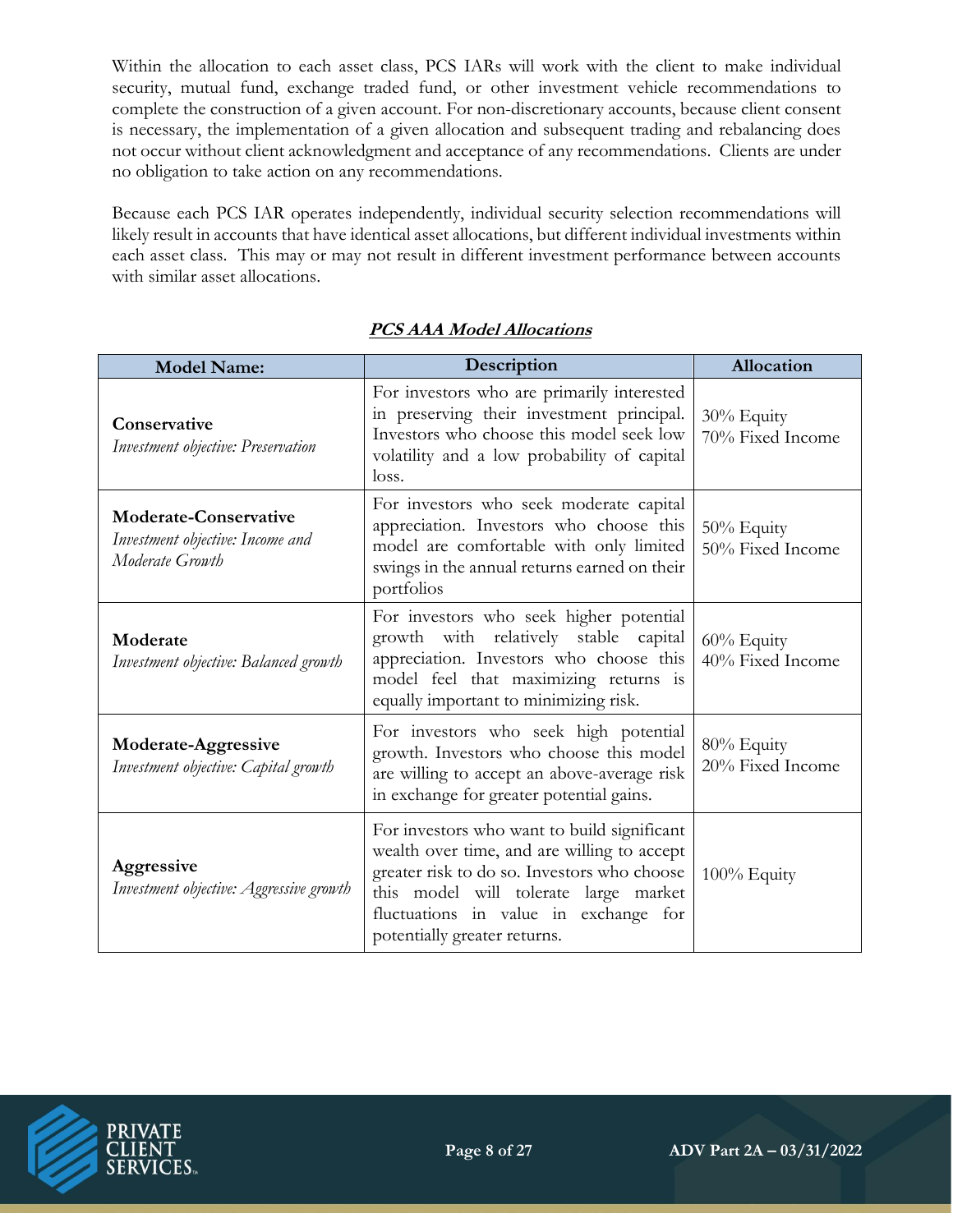Within the allocation to each asset class, PCS IARs will work with the client to make individual security, mutual fund, exchange traded fund, or other investment vehicle recommendations to complete the construction of a given account. For non-discretionary accounts, because client consent is necessary, the implementation of a given allocation and subsequent trading and rebalancing does not occur without client acknowledgment and acceptance of any recommendations. Clients are under no obligation to take action on any recommendations.

Because each PCS IAR operates independently, individual security selection recommendations will likely result in accounts that have identical asset allocations, but different individual investments within each asset class. This may or may not result in different investment performance between accounts with similar asset allocations.

**PCS AAA Model Allocations**

| Model Name: | Description | Allocation |
|---|---|---|
| **Conservative**<br>*Investment objective: Preservation* | For investors who are primarily interested in preserving their investment principal. Investors who choose this model seek low volatility and a low probability of capital loss. | 30% Equity<br>70% Fixed Income |
| **Moderate-Conservative**<br>*Investment objective: Income and Moderate Growth* | For investors who seek moderate capital appreciation. Investors who choose this model are comfortable with only limited swings in the annual returns earned on their portfolios | 50% Equity<br>50% Fixed Income |
| **Moderate**<br>*Investment objective: Balanced growth* | For investors who seek higher potential growth with relatively stable capital appreciation. Investors who choose this model feel that maximizing returns is equally important to minimizing risk. | 60% Equity<br>40% Fixed Income |
| **Moderate-Aggressive**<br>*Investment objective: Capital growth* | For investors who seek high potential growth. Investors who choose this model are willing to accept an above-average risk in exchange for greater potential gains. | 80% Equity<br>20% Fixed Income |
| **Aggressive**<br>*Investment objective: Aggressive growth* | For investors who want to build significant wealth over time, and are willing to accept greater risk to do so. Investors who choose this model will tolerate large market fluctuations in value in exchange for potentially greater returns. | 100% Equity |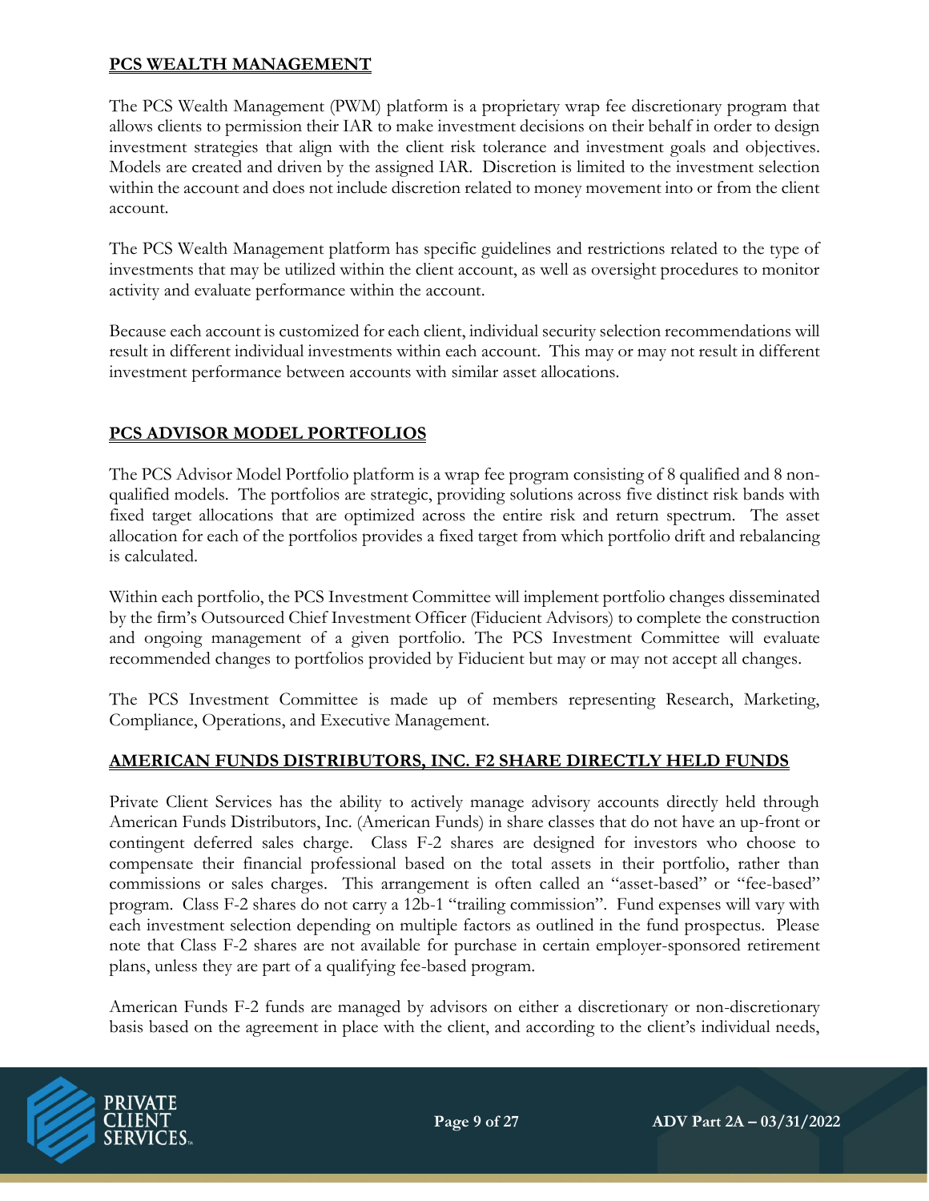## PCS WEALTH MANAGEMENT

The PCS Wealth Management (PWM) platform is a proprietary wrap fee discretionary program that allows clients to permission their IAR to make investment decisions on their behalf in order to design investment strategies that align with the client risk tolerance and investment goals and objectives. Models are created and driven by the assigned IAR. Discretion is limited to the investment selection within the account and does not include discretion related to money movement into or from the client account.

The PCS Wealth Management platform has specific guidelines and restrictions related to the type of investments that may be utilized within the client account, as well as oversight procedures to monitor activity and evaluate performance within the account.

Because each account is customized for each client, individual security selection recommendations will result in different individual investments within each account. This may or may not result in different investment performance between accounts with similar asset allocations.

## PCS ADVISOR MODEL PORTFOLIOS

The PCS Advisor Model Portfolio platform is a wrap fee program consisting of 8 qualified and 8 non-qualified models. The portfolios are strategic, providing solutions across five distinct risk bands with fixed target allocations that are optimized across the entire risk and return spectrum. The asset allocation for each of the portfolios provides a fixed target from which portfolio drift and rebalancing is calculated.

Within each portfolio, the PCS Investment Committee will implement portfolio changes disseminated by the firm's Outsourced Chief Investment Officer (Fiducient Advisors) to complete the construction and ongoing management of a given portfolio. The PCS Investment Committee will evaluate recommended changes to portfolios provided by Fiducient but may or may not accept all changes.

The PCS Investment Committee is made up of members representing Research, Marketing, Compliance, Operations, and Executive Management.

## AMERICAN FUNDS DISTRIBUTORS, INC. F2 SHARE DIRECTLY HELD FUNDS

Private Client Services has the ability to actively manage advisory accounts directly held through American Funds Distributors, Inc. (American Funds) in share classes that do not have an up-front or contingent deferred sales charge. Class F-2 shares are designed for investors who choose to compensate their financial professional based on the total assets in their portfolio, rather than commissions or sales charges. This arrangement is often called an "asset-based" or "fee-based" program. Class F-2 shares do not carry a 12b-1 "trailing commission". Fund expenses will vary with each investment selection depending on multiple factors as outlined in the fund prospectus. Please note that Class F-2 shares are not available for purchase in certain employer-sponsored retirement plans, unless they are part of a qualifying fee-based program.

American Funds F-2 funds are managed by advisors on either a discretionary or non-discretionary basis based on the agreement in place with the client, and according to the client's individual needs,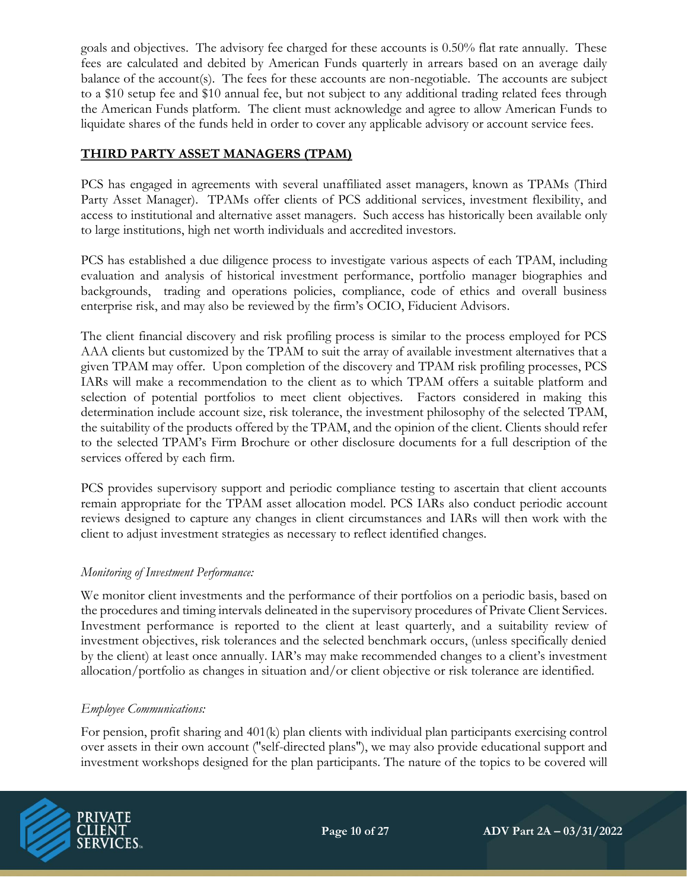goals and objectives. The advisory fee charged for these accounts is 0.50% flat rate annually. These fees are calculated and debited by American Funds quarterly in arrears based on an average daily balance of the account(s). The fees for these accounts are non-negotiable. The accounts are subject to a $10 setup fee and $10 annual fee, but not subject to any additional trading related fees through the American Funds platform. The client must acknowledge and agree to allow American Funds to liquidate shares of the funds held in order to cover any applicable advisory or account service fees.

## THIRD PARTY ASSET MANAGERS (TPAM)

PCS has engaged in agreements with several unaffiliated asset managers, known as TPAMs (Third Party Asset Manager). TPAMs offer clients of PCS additional services, investment flexibility, and access to institutional and alternative asset managers. Such access has historically been available only to large institutions, high net worth individuals and accredited investors.

PCS has established a due diligence process to investigate various aspects of each TPAM, including evaluation and analysis of historical investment performance, portfolio manager biographies and backgrounds, trading and operations policies, compliance, code of ethics and overall business enterprise risk, and may also be reviewed by the firm's OCIO, Fiducient Advisors.

The client financial discovery and risk profiling process is similar to the process employed for PCS AAA clients but customized by the TPAM to suit the array of available investment alternatives that a given TPAM may offer. Upon completion of the discovery and TPAM risk profiling processes, PCS IARs will make a recommendation to the client as to which TPAM offers a suitable platform and selection of potential portfolios to meet client objectives. Factors considered in making this determination include account size, risk tolerance, the investment philosophy of the selected TPAM, the suitability of the products offered by the TPAM, and the opinion of the client. Clients should refer to the selected TPAM's Firm Brochure or other disclosure documents for a full description of the services offered by each firm.

PCS provides supervisory support and periodic compliance testing to ascertain that client accounts remain appropriate for the TPAM asset allocation model. PCS IARs also conduct periodic account reviews designed to capture any changes in client circumstances and IARs will then work with the client to adjust investment strategies as necessary to reflect identified changes.

*Monitoring of Investment Performance:*

We monitor client investments and the performance of their portfolios on a periodic basis, based on the procedures and timing intervals delineated in the supervisory procedures of Private Client Services. Investment performance is reported to the client at least quarterly, and a suitability review of investment objectives, risk tolerances and the selected benchmark occurs, (unless specifically denied by the client) at least once annually. IAR's may make recommended changes to a client's investment allocation/portfolio as changes in situation and/or client objective or risk tolerance are identified.

*Employee Communications:*

For pension, profit sharing and 401(k) plan clients with individual plan participants exercising control over assets in their own account ("self-directed plans"), we may also provide educational support and investment workshops designed for the plan participants. The nature of the topics to be covered will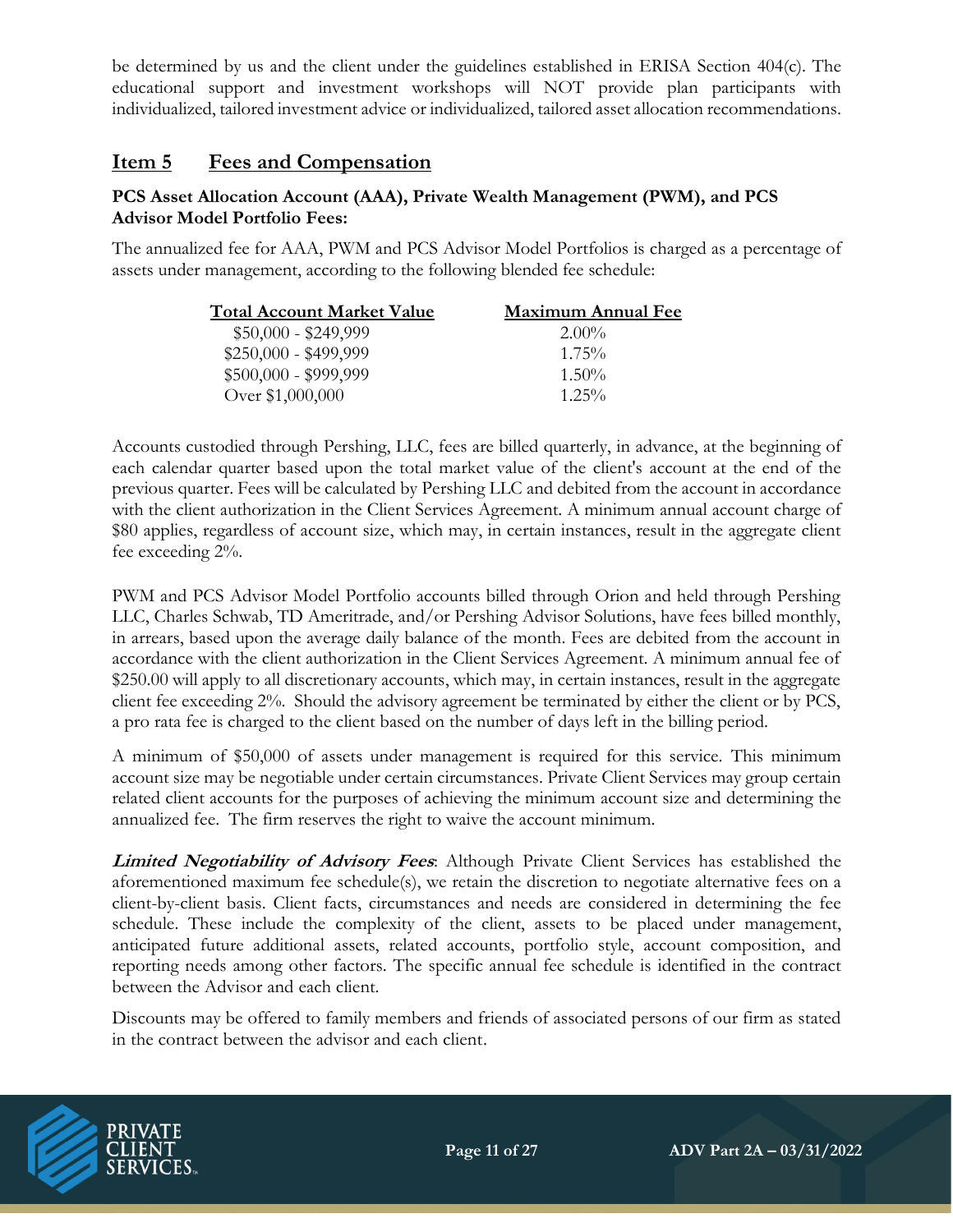be determined by us and the client under the guidelines established in ERISA Section 404(c). The educational support and investment workshops will NOT provide plan participants with individualized, tailored investment advice or individualized, tailored asset allocation recommendations.

## Item 5 Fees and Compensation

**PCS Asset Allocation Account (AAA), Private Wealth Management (PWM), and PCS Advisor Model Portfolio Fees:**

The annualized fee for AAA, PWM and PCS Advisor Model Portfolios is charged as a percentage of assets under management, according to the following blended fee schedule:

| Total Account Market Value | Maximum Annual Fee |
|---|---|
| $50,000 - $249,999 | 2.00% |
| $250,000 - $499,999 | 1.75% |
| $500,000 - $999,999 | 1.50% |
| Over $1,000,000 | 1.25% |

Accounts custodied through Pershing, LLC, fees are billed quarterly, in advance, at the beginning of each calendar quarter based upon the total market value of the client's account at the end of the previous quarter. Fees will be calculated by Pershing LLC and debited from the account in accordance with the client authorization in the Client Services Agreement. A minimum annual account charge of $80 applies, regardless of account size, which may, in certain instances, result in the aggregate client fee exceeding 2%.

PWM and PCS Advisor Model Portfolio accounts billed through Orion and held through Pershing LLC, Charles Schwab, TD Ameritrade, and/or Pershing Advisor Solutions, have fees billed monthly, in arrears, based upon the average daily balance of the month. Fees are debited from the account in accordance with the client authorization in the Client Services Agreement. A minimum annual fee of $250.00 will apply to all discretionary accounts, which may, in certain instances, result in the aggregate client fee exceeding 2%. Should the advisory agreement be terminated by either the client or by PCS, a pro rata fee is charged to the client based on the number of days left in the billing period.

A minimum of $50,000 of assets under management is required for this service. This minimum account size may be negotiable under certain circumstances. Private Client Services may group certain related client accounts for the purposes of achieving the minimum account size and determining the annualized fee. The firm reserves the right to waive the account minimum.

***Limited Negotiability of Advisory Fees***: Although Private Client Services has established the aforementioned maximum fee schedule(s), we retain the discretion to negotiate alternative fees on a client-by-client basis. Client facts, circumstances and needs are considered in determining the fee schedule. These include the complexity of the client, assets to be placed under management, anticipated future additional assets, related accounts, portfolio style, account composition, and reporting needs among other factors. The specific annual fee schedule is identified in the contract between the Advisor and each client.

Discounts may be offered to family members and friends of associated persons of our firm as stated in the contract between the advisor and each client.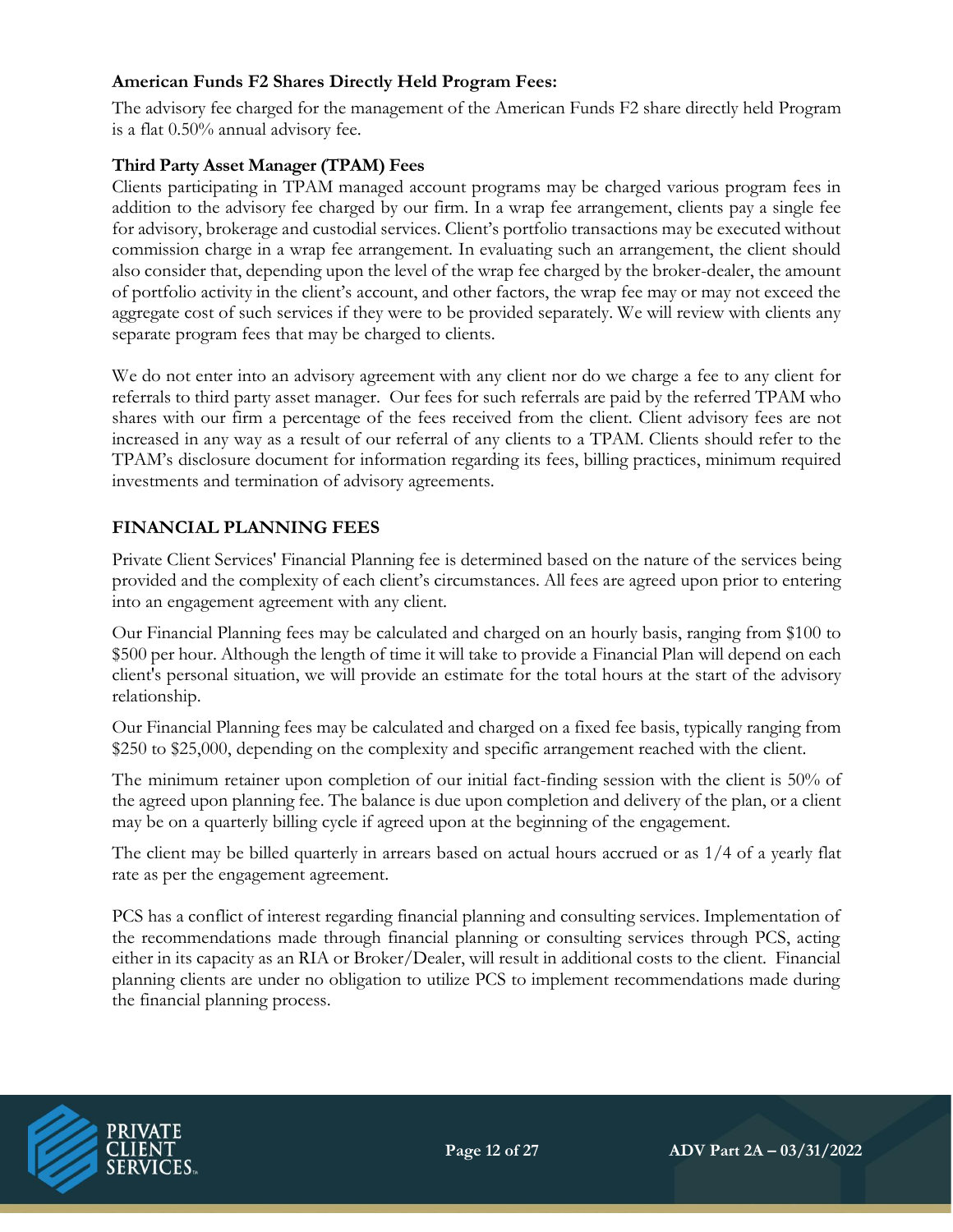**American Funds F2 Shares Directly Held Program Fees:**

The advisory fee charged for the management of the American Funds F2 share directly held Program is a flat 0.50% annual advisory fee.

**Third Party Asset Manager (TPAM) Fees**

Clients participating in TPAM managed account programs may be charged various program fees in addition to the advisory fee charged by our firm. In a wrap fee arrangement, clients pay a single fee for advisory, brokerage and custodial services. Client's portfolio transactions may be executed without commission charge in a wrap fee arrangement. In evaluating such an arrangement, the client should also consider that, depending upon the level of the wrap fee charged by the broker-dealer, the amount of portfolio activity in the client's account, and other factors, the wrap fee may or may not exceed the aggregate cost of such services if they were to be provided separately. We will review with clients any separate program fees that may be charged to clients.

We do not enter into an advisory agreement with any client nor do we charge a fee to any client for referrals to third party asset manager. Our fees for such referrals are paid by the referred TPAM who shares with our firm a percentage of the fees received from the client. Client advisory fees are not increased in any way as a result of our referral of any clients to a TPAM. Clients should refer to the TPAM's disclosure document for information regarding its fees, billing practices, minimum required investments and termination of advisory agreements.

## FINANCIAL PLANNING FEES

Private Client Services' Financial Planning fee is determined based on the nature of the services being provided and the complexity of each client's circumstances. All fees are agreed upon prior to entering into an engagement agreement with any client.

Our Financial Planning fees may be calculated and charged on an hourly basis, ranging from $100 to $500 per hour. Although the length of time it will take to provide a Financial Plan will depend on each client's personal situation, we will provide an estimate for the total hours at the start of the advisory relationship.

Our Financial Planning fees may be calculated and charged on a fixed fee basis, typically ranging from $250 to $25,000, depending on the complexity and specific arrangement reached with the client.

The minimum retainer upon completion of our initial fact-finding session with the client is 50% of the agreed upon planning fee. The balance is due upon completion and delivery of the plan, or a client may be on a quarterly billing cycle if agreed upon at the beginning of the engagement.

The client may be billed quarterly in arrears based on actual hours accrued or as 1/4 of a yearly flat rate as per the engagement agreement.

PCS has a conflict of interest regarding financial planning and consulting services. Implementation of the recommendations made through financial planning or consulting services through PCS, acting either in its capacity as an RIA or Broker/Dealer, will result in additional costs to the client. Financial planning clients are under no obligation to utilize PCS to implement recommendations made during the financial planning process.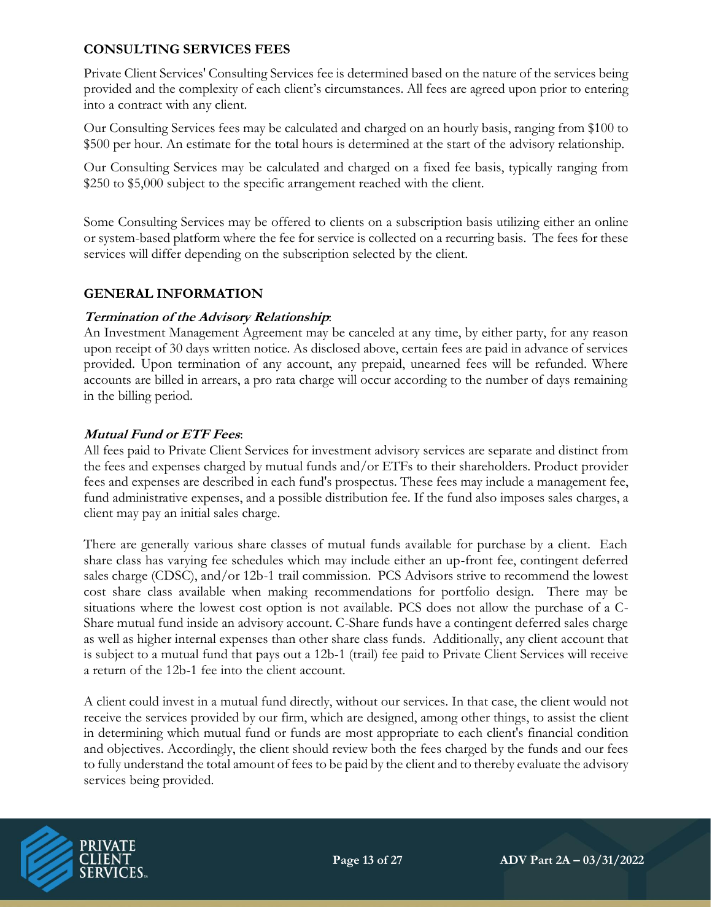## CONSULTING SERVICES FEES

Private Client Services' Consulting Services fee is determined based on the nature of the services being provided and the complexity of each client's circumstances. All fees are agreed upon prior to entering into a contract with any client.

Our Consulting Services fees may be calculated and charged on an hourly basis, ranging from $100 to $500 per hour. An estimate for the total hours is determined at the start of the advisory relationship.

Our Consulting Services may be calculated and charged on a fixed fee basis, typically ranging from $250 to $5,000 subject to the specific arrangement reached with the client.

Some Consulting Services may be offered to clients on a subscription basis utilizing either an online or system-based platform where the fee for service is collected on a recurring basis. The fees for these services will differ depending on the subscription selected by the client.

## GENERAL INFORMATION

***Termination of the Advisory Relationship*:**
An Investment Management Agreement may be canceled at any time, by either party, for any reason upon receipt of 30 days written notice. As disclosed above, certain fees are paid in advance of services provided. Upon termination of any account, any prepaid, unearned fees will be refunded. Where accounts are billed in arrears, a pro rata charge will occur according to the number of days remaining in the billing period.

***Mutual Fund or ETF Fees*:**
All fees paid to Private Client Services for investment advisory services are separate and distinct from the fees and expenses charged by mutual funds and/or ETFs to their shareholders. Product provider fees and expenses are described in each fund's prospectus. These fees may include a management fee, fund administrative expenses, and a possible distribution fee. If the fund also imposes sales charges, a client may pay an initial sales charge.

There are generally various share classes of mutual funds available for purchase by a client. Each share class has varying fee schedules which may include either an up-front fee, contingent deferred sales charge (CDSC), and/or 12b-1 trail commission. PCS Advisors strive to recommend the lowest cost share class available when making recommendations for portfolio design. There may be situations where the lowest cost option is not available. PCS does not allow the purchase of a C-Share mutual fund inside an advisory account. C-Share funds have a contingent deferred sales charge as well as higher internal expenses than other share class funds. Additionally, any client account that is subject to a mutual fund that pays out a 12b-1 (trail) fee paid to Private Client Services will receive a return of the 12b-1 fee into the client account.

A client could invest in a mutual fund directly, without our services. In that case, the client would not receive the services provided by our firm, which are designed, among other things, to assist the client in determining which mutual fund or funds are most appropriate to each client's financial condition and objectives. Accordingly, the client should review both the fees charged by the funds and our fees to fully understand the total amount of fees to be paid by the client and to thereby evaluate the advisory services being provided.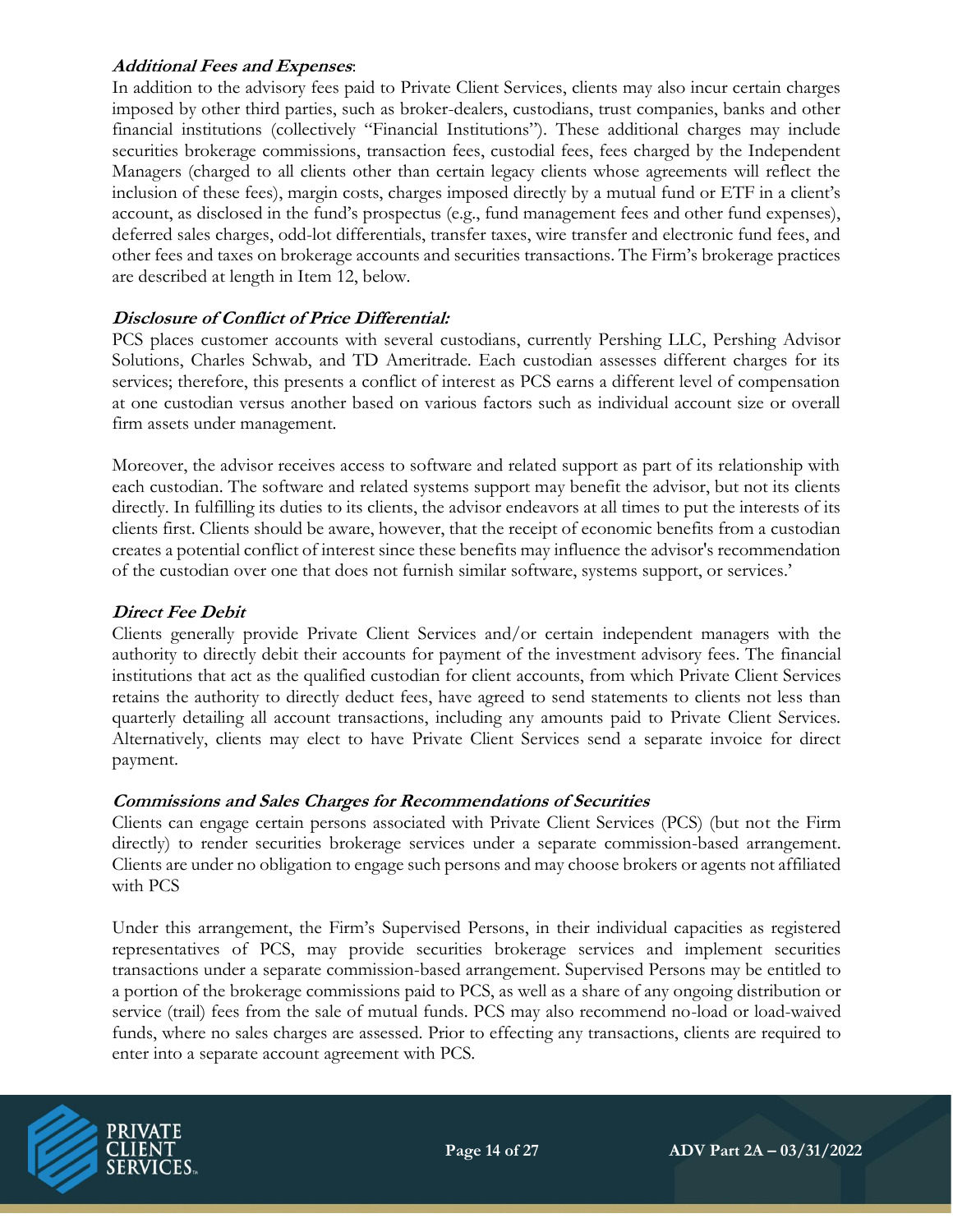***Additional Fees and Expenses***:

In addition to the advisory fees paid to Private Client Services, clients may also incur certain charges imposed by other third parties, such as broker-dealers, custodians, trust companies, banks and other financial institutions (collectively "Financial Institutions"). These additional charges may include securities brokerage commissions, transaction fees, custodial fees, fees charged by the Independent Managers (charged to all clients other than certain legacy clients whose agreements will reflect the inclusion of these fees), margin costs, charges imposed directly by a mutual fund or ETF in a client's account, as disclosed in the fund's prospectus (e.g., fund management fees and other fund expenses), deferred sales charges, odd-lot differentials, transfer taxes, wire transfer and electronic fund fees, and other fees and taxes on brokerage accounts and securities transactions. The Firm's brokerage practices are described at length in Item 12, below.

***Disclosure of Conflict of Price Differential:***

PCS places customer accounts with several custodians, currently Pershing LLC, Pershing Advisor Solutions, Charles Schwab, and TD Ameritrade. Each custodian assesses different charges for its services; therefore, this presents a conflict of interest as PCS earns a different level of compensation at one custodian versus another based on various factors such as individual account size or overall firm assets under management.

Moreover, the advisor receives access to software and related support as part of its relationship with each custodian. The software and related systems support may benefit the advisor, but not its clients directly. In fulfilling its duties to its clients, the advisor endeavors at all times to put the interests of its clients first. Clients should be aware, however, that the receipt of economic benefits from a custodian creates a potential conflict of interest since these benefits may influence the advisor's recommendation of the custodian over one that does not furnish similar software, systems support, or services.'

***Direct Fee Debit***

Clients generally provide Private Client Services and/or certain independent managers with the authority to directly debit their accounts for payment of the investment advisory fees. The financial institutions that act as the qualified custodian for client accounts, from which Private Client Services retains the authority to directly deduct fees, have agreed to send statements to clients not less than quarterly detailing all account transactions, including any amounts paid to Private Client Services. Alternatively, clients may elect to have Private Client Services send a separate invoice for direct payment.

***Commissions and Sales Charges for Recommendations of Securities***

Clients can engage certain persons associated with Private Client Services (PCS) (but not the Firm directly) to render securities brokerage services under a separate commission-based arrangement. Clients are under no obligation to engage such persons and may choose brokers or agents not affiliated with PCS

Under this arrangement, the Firm's Supervised Persons, in their individual capacities as registered representatives of PCS, may provide securities brokerage services and implement securities transactions under a separate commission-based arrangement. Supervised Persons may be entitled to a portion of the brokerage commissions paid to PCS, as well as a share of any ongoing distribution or service (trail) fees from the sale of mutual funds. PCS may also recommend no-load or load-waived funds, where no sales charges are assessed. Prior to effecting any transactions, clients are required to enter into a separate account agreement with PCS.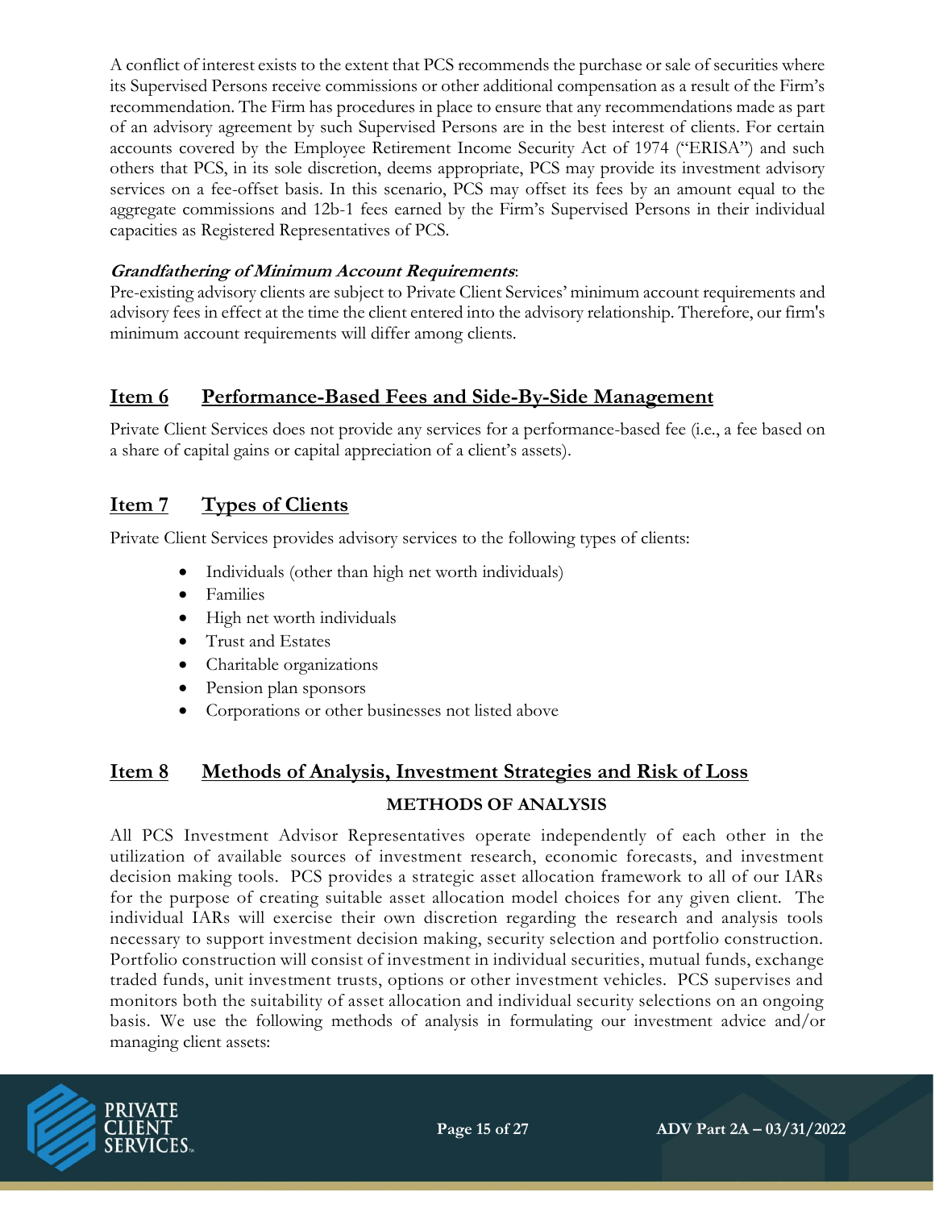A conflict of interest exists to the extent that PCS recommends the purchase or sale of securities where its Supervised Persons receive commissions or other additional compensation as a result of the Firm's recommendation. The Firm has procedures in place to ensure that any recommendations made as part of an advisory agreement by such Supervised Persons are in the best interest of clients. For certain accounts covered by the Employee Retirement Income Security Act of 1974 ("ERISA") and such others that PCS, in its sole discretion, deems appropriate, PCS may provide its investment advisory services on a fee-offset basis. In this scenario, PCS may offset its fees by an amount equal to the aggregate commissions and 12b-1 fees earned by the Firm's Supervised Persons in their individual capacities as Registered Representatives of PCS.

***Grandfathering of Minimum Account Requirements***:
Pre-existing advisory clients are subject to Private Client Services' minimum account requirements and advisory fees in effect at the time the client entered into the advisory relationship. Therefore, our firm's minimum account requirements will differ among clients.

## Item 6 Performance-Based Fees and Side-By-Side Management

Private Client Services does not provide any services for a performance-based fee (i.e., a fee based on a share of capital gains or capital appreciation of a client's assets).

## Item 7 Types of Clients

Private Client Services provides advisory services to the following types of clients:

- Individuals (other than high net worth individuals)
- Families
- High net worth individuals
- Trust and Estates
- Charitable organizations
- Pension plan sponsors
- Corporations or other businesses not listed above

## Item 8 Methods of Analysis, Investment Strategies and Risk of Loss

### METHODS OF ANALYSIS

All PCS Investment Advisor Representatives operate independently of each other in the utilization of available sources of investment research, economic forecasts, and investment decision making tools. PCS provides a strategic asset allocation framework to all of our IARs for the purpose of creating suitable asset allocation model choices for any given client. The individual IARs will exercise their own discretion regarding the research and analysis tools necessary to support investment decision making, security selection and portfolio construction. Portfolio construction will consist of investment in individual securities, mutual funds, exchange traded funds, unit investment trusts, options or other investment vehicles. PCS supervises and monitors both the suitability of asset allocation and individual security selections on an ongoing basis. We use the following methods of analysis in formulating our investment advice and/or managing client assets: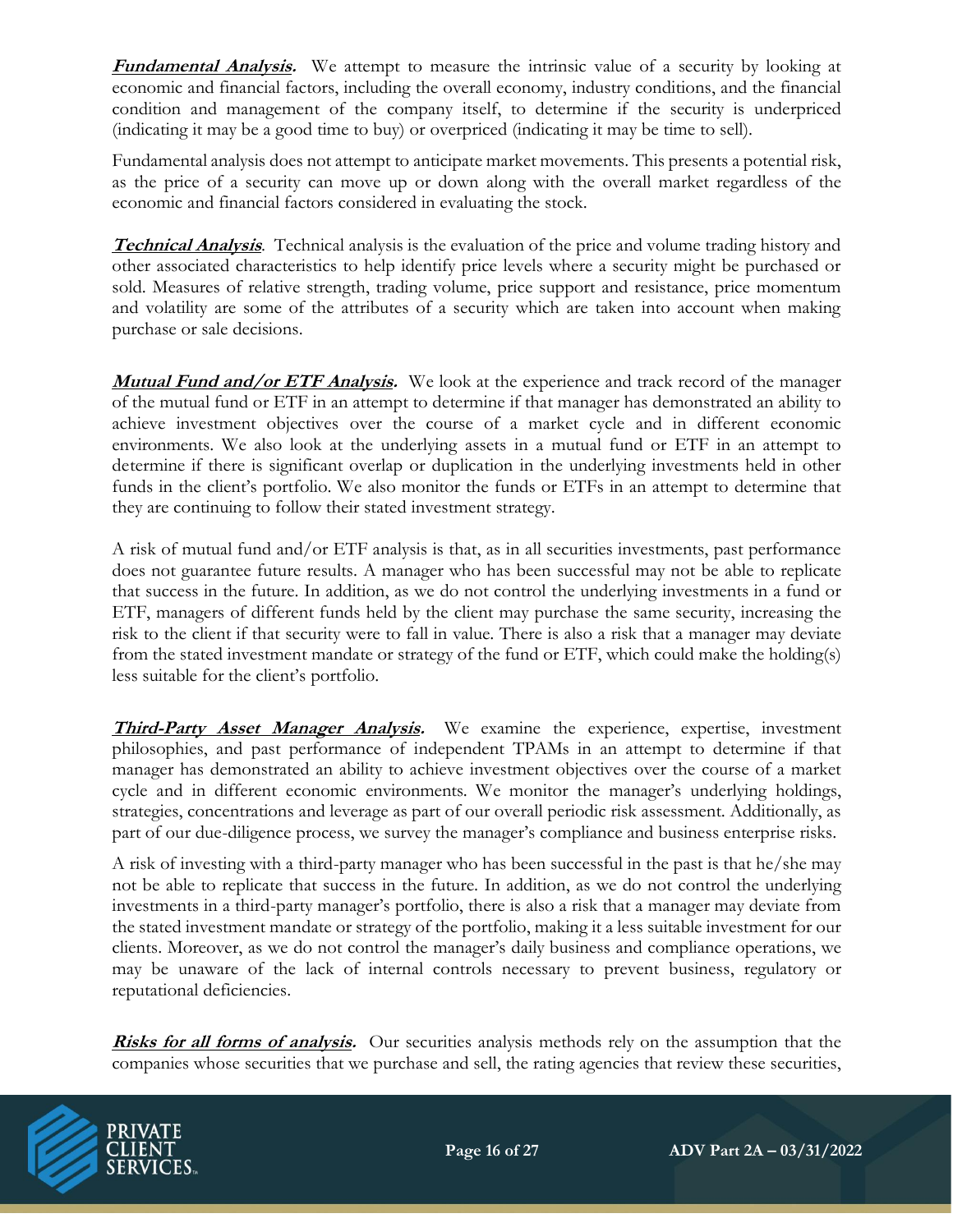***Fundamental Analysis.*** We attempt to measure the intrinsic value of a security by looking at economic and financial factors, including the overall economy, industry conditions, and the financial condition and management of the company itself, to determine if the security is underpriced (indicating it may be a good time to buy) or overpriced (indicating it may be time to sell).

Fundamental analysis does not attempt to anticipate market movements. This presents a potential risk, as the price of a security can move up or down along with the overall market regardless of the economic and financial factors considered in evaluating the stock.

***Technical Analysis.*** Technical analysis is the evaluation of the price and volume trading history and other associated characteristics to help identify price levels where a security might be purchased or sold. Measures of relative strength, trading volume, price support and resistance, price momentum and volatility are some of the attributes of a security which are taken into account when making purchase or sale decisions.

***Mutual Fund and/or ETF Analysis.*** We look at the experience and track record of the manager of the mutual fund or ETF in an attempt to determine if that manager has demonstrated an ability to achieve investment objectives over the course of a market cycle and in different economic environments. We also look at the underlying assets in a mutual fund or ETF in an attempt to determine if there is significant overlap or duplication in the underlying investments held in other funds in the client's portfolio. We also monitor the funds or ETFs in an attempt to determine that they are continuing to follow their stated investment strategy.

A risk of mutual fund and/or ETF analysis is that, as in all securities investments, past performance does not guarantee future results. A manager who has been successful may not be able to replicate that success in the future. In addition, as we do not control the underlying investments in a fund or ETF, managers of different funds held by the client may purchase the same security, increasing the risk to the client if that security were to fall in value. There is also a risk that a manager may deviate from the stated investment mandate or strategy of the fund or ETF, which could make the holding(s) less suitable for the client's portfolio.

***Third-Party Asset Manager Analysis.*** We examine the experience, expertise, investment philosophies, and past performance of independent TPAMs in an attempt to determine if that manager has demonstrated an ability to achieve investment objectives over the course of a market cycle and in different economic environments. We monitor the manager's underlying holdings, strategies, concentrations and leverage as part of our overall periodic risk assessment. Additionally, as part of our due-diligence process, we survey the manager's compliance and business enterprise risks.

A risk of investing with a third-party manager who has been successful in the past is that he/she may not be able to replicate that success in the future. In addition, as we do not control the underlying investments in a third-party manager's portfolio, there is also a risk that a manager may deviate from the stated investment mandate or strategy of the portfolio, making it a less suitable investment for our clients. Moreover, as we do not control the manager's daily business and compliance operations, we may be unaware of the lack of internal controls necessary to prevent business, regulatory or reputational deficiencies.

***Risks for all forms of analysis.*** Our securities analysis methods rely on the assumption that the companies whose securities that we purchase and sell, the rating agencies that review these securities,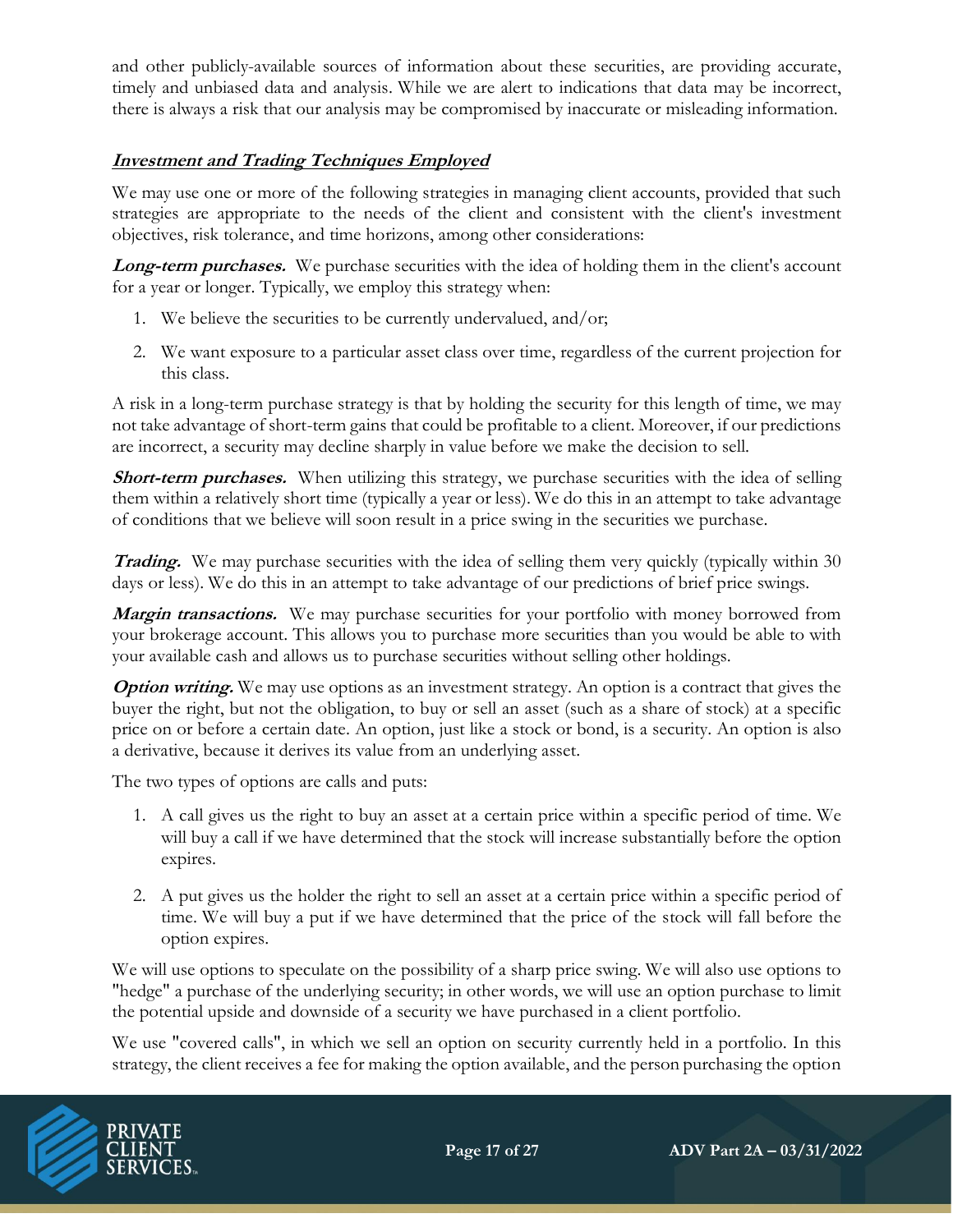and other publicly-available sources of information about these securities, are providing accurate, timely and unbiased data and analysis. While we are alert to indications that data may be incorrect, there is always a risk that our analysis may be compromised by inaccurate or misleading information.

### ***Investment and Trading Techniques Employed***

We may use one or more of the following strategies in managing client accounts, provided that such strategies are appropriate to the needs of the client and consistent with the client's investment objectives, risk tolerance, and time horizons, among other considerations:

***Long-term purchases.*** We purchase securities with the idea of holding them in the client's account for a year or longer. Typically, we employ this strategy when:

1. We believe the securities to be currently undervalued, and/or;
2. We want exposure to a particular asset class over time, regardless of the current projection for this class.

A risk in a long-term purchase strategy is that by holding the security for this length of time, we may not take advantage of short-term gains that could be profitable to a client. Moreover, if our predictions are incorrect, a security may decline sharply in value before we make the decision to sell.

***Short-term purchases.*** When utilizing this strategy, we purchase securities with the idea of selling them within a relatively short time (typically a year or less). We do this in an attempt to take advantage of conditions that we believe will soon result in a price swing in the securities we purchase.

***Trading.*** We may purchase securities with the idea of selling them very quickly (typically within 30 days or less). We do this in an attempt to take advantage of our predictions of brief price swings.

***Margin transactions.*** We may purchase securities for your portfolio with money borrowed from your brokerage account. This allows you to purchase more securities than you would be able to with your available cash and allows us to purchase securities without selling other holdings.

***Option writing.*** We may use options as an investment strategy. An option is a contract that gives the buyer the right, but not the obligation, to buy or sell an asset (such as a share of stock) at a specific price on or before a certain date. An option, just like a stock or bond, is a security. An option is also a derivative, because it derives its value from an underlying asset.

The two types of options are calls and puts:

1. A call gives us the right to buy an asset at a certain price within a specific period of time. We will buy a call if we have determined that the stock will increase substantially before the option expires.
2. A put gives us the holder the right to sell an asset at a certain price within a specific period of time. We will buy a put if we have determined that the price of the stock will fall before the option expires.

We will use options to speculate on the possibility of a sharp price swing. We will also use options to "hedge" a purchase of the underlying security; in other words, we will use an option purchase to limit the potential upside and downside of a security we have purchased in a client portfolio.

We use "covered calls", in which we sell an option on security currently held in a portfolio. In this strategy, the client receives a fee for making the option available, and the person purchasing the option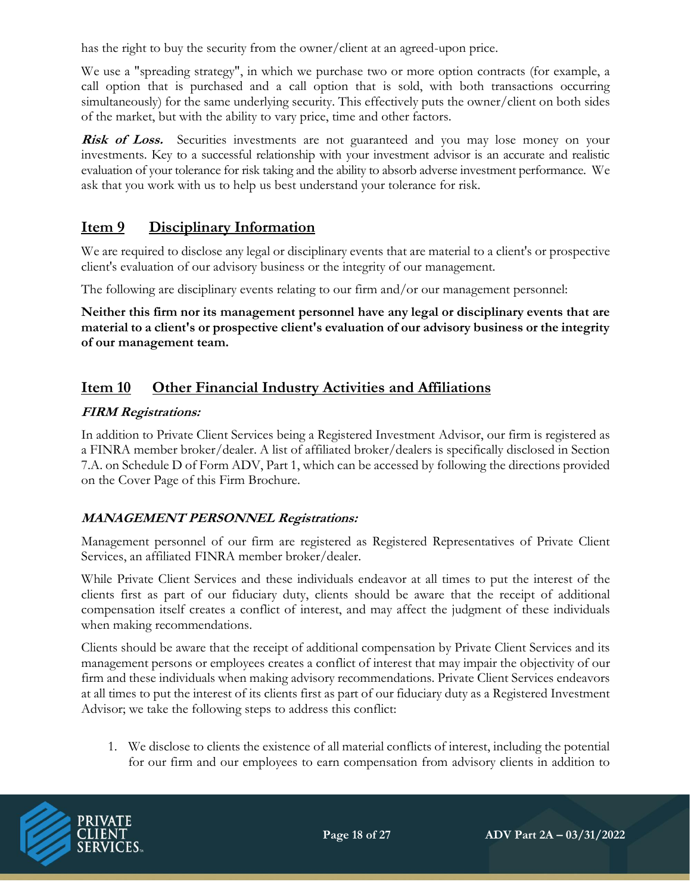has the right to buy the security from the owner/client at an agreed-upon price.

We use a "spreading strategy", in which we purchase two or more option contracts (for example, a call option that is purchased and a call option that is sold, with both transactions occurring simultaneously) for the same underlying security. This effectively puts the owner/client on both sides of the market, but with the ability to vary price, time and other factors.

***Risk of Loss.*** Securities investments are not guaranteed and you may lose money on your investments. Key to a successful relationship with your investment advisor is an accurate and realistic evaluation of your tolerance for risk taking and the ability to absorb adverse investment performance. We ask that you work with us to help us best understand your tolerance for risk.

## Item 9 Disciplinary Information

We are required to disclose any legal or disciplinary events that are material to a client's or prospective client's evaluation of our advisory business or the integrity of our management.

The following are disciplinary events relating to our firm and/or our management personnel:

**Neither this firm nor its management personnel have any legal or disciplinary events that are material to a client's or prospective client's evaluation of our advisory business or the integrity of our management team.**

## Item 10 Other Financial Industry Activities and Affiliations

***FIRM Registrations:***

In addition to Private Client Services being a Registered Investment Advisor, our firm is registered as a FINRA member broker/dealer. A list of affiliated broker/dealers is specifically disclosed in Section 7.A. on Schedule D of Form ADV, Part 1, which can be accessed by following the directions provided on the Cover Page of this Firm Brochure.

***MANAGEMENT PERSONNEL Registrations:***

Management personnel of our firm are registered as Registered Representatives of Private Client Services, an affiliated FINRA member broker/dealer.

While Private Client Services and these individuals endeavor at all times to put the interest of the clients first as part of our fiduciary duty, clients should be aware that the receipt of additional compensation itself creates a conflict of interest, and may affect the judgment of these individuals when making recommendations.

Clients should be aware that the receipt of additional compensation by Private Client Services and its management persons or employees creates a conflict of interest that may impair the objectivity of our firm and these individuals when making advisory recommendations. Private Client Services endeavors at all times to put the interest of its clients first as part of our fiduciary duty as a Registered Investment Advisor; we take the following steps to address this conflict:

1. We disclose to clients the existence of all material conflicts of interest, including the potential for our firm and our employees to earn compensation from advisory clients in addition to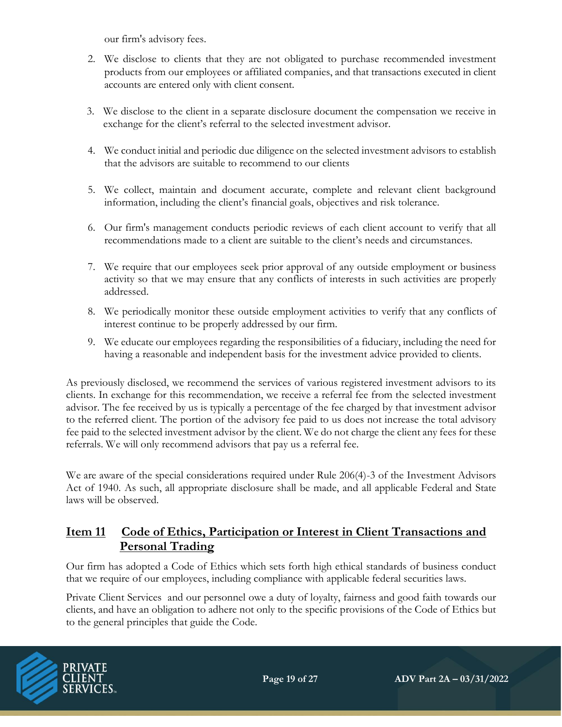our firm's advisory fees.

2. We disclose to clients that they are not obligated to purchase recommended investment products from our employees or affiliated companies, and that transactions executed in client accounts are entered only with client consent.

3. We disclose to the client in a separate disclosure document the compensation we receive in exchange for the client's referral to the selected investment advisor.

4. We conduct initial and periodic due diligence on the selected investment advisors to establish that the advisors are suitable to recommend to our clients

5. We collect, maintain and document accurate, complete and relevant client background information, including the client's financial goals, objectives and risk tolerance.

6. Our firm's management conducts periodic reviews of each client account to verify that all recommendations made to a client are suitable to the client's needs and circumstances.

7. We require that our employees seek prior approval of any outside employment or business activity so that we may ensure that any conflicts of interests in such activities are properly addressed.

8. We periodically monitor these outside employment activities to verify that any conflicts of interest continue to be properly addressed by our firm.

9. We educate our employees regarding the responsibilities of a fiduciary, including the need for having a reasonable and independent basis for the investment advice provided to clients.

As previously disclosed, we recommend the services of various registered investment advisors to its clients. In exchange for this recommendation, we receive a referral fee from the selected investment advisor. The fee received by us is typically a percentage of the fee charged by that investment advisor to the referred client. The portion of the advisory fee paid to us does not increase the total advisory fee paid to the selected investment advisor by the client. We do not charge the client any fees for these referrals. We will only recommend advisors that pay us a referral fee.

We are aware of the special considerations required under Rule 206(4)-3 of the Investment Advisors Act of 1940. As such, all appropriate disclosure shall be made, and all applicable Federal and State laws will be observed.

## Item 11 Code of Ethics, Participation or Interest in Client Transactions and Personal Trading

Our firm has adopted a Code of Ethics which sets forth high ethical standards of business conduct that we require of our employees, including compliance with applicable federal securities laws.

Private Client Services and our personnel owe a duty of loyalty, fairness and good faith towards our clients, and have an obligation to adhere not only to the specific provisions of the Code of Ethics but to the general principles that guide the Code.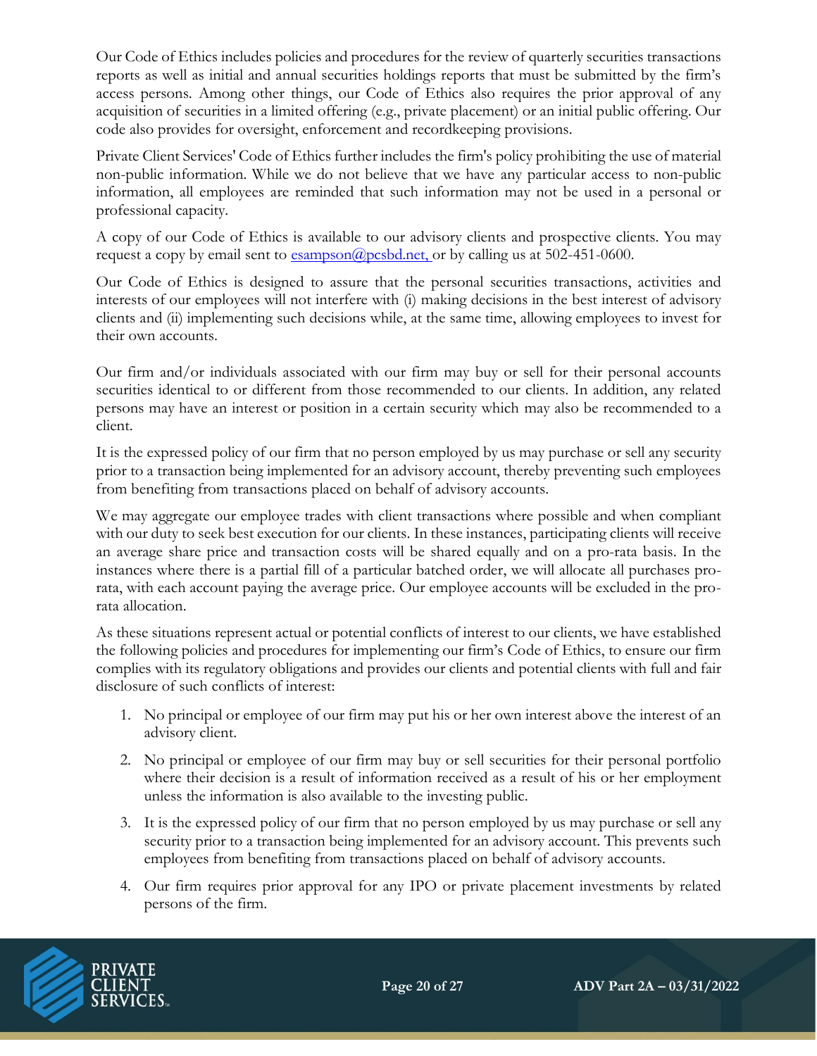Our Code of Ethics includes policies and procedures for the review of quarterly securities transactions reports as well as initial and annual securities holdings reports that must be submitted by the firm's access persons. Among other things, our Code of Ethics also requires the prior approval of any acquisition of securities in a limited offering (e.g., private placement) or an initial public offering. Our code also provides for oversight, enforcement and recordkeeping provisions.

Private Client Services' Code of Ethics further includes the firm's policy prohibiting the use of material non-public information. While we do not believe that we have any particular access to non-public information, all employees are reminded that such information may not be used in a personal or professional capacity.

A copy of our Code of Ethics is available to our advisory clients and prospective clients. You may request a copy by email sent to esampson@pcsbd.net, or by calling us at 502-451-0600.

Our Code of Ethics is designed to assure that the personal securities transactions, activities and interests of our employees will not interfere with (i) making decisions in the best interest of advisory clients and (ii) implementing such decisions while, at the same time, allowing employees to invest for their own accounts.

Our firm and/or individuals associated with our firm may buy or sell for their personal accounts securities identical to or different from those recommended to our clients. In addition, any related persons may have an interest or position in a certain security which may also be recommended to a client.

It is the expressed policy of our firm that no person employed by us may purchase or sell any security prior to a transaction being implemented for an advisory account, thereby preventing such employees from benefiting from transactions placed on behalf of advisory accounts.

We may aggregate our employee trades with client transactions where possible and when compliant with our duty to seek best execution for our clients. In these instances, participating clients will receive an average share price and transaction costs will be shared equally and on a pro-rata basis. In the instances where there is a partial fill of a particular batched order, we will allocate all purchases pro-rata, with each account paying the average price. Our employee accounts will be excluded in the pro-rata allocation.

As these situations represent actual or potential conflicts of interest to our clients, we have established the following policies and procedures for implementing our firm's Code of Ethics, to ensure our firm complies with its regulatory obligations and provides our clients and potential clients with full and fair disclosure of such conflicts of interest:

1. No principal or employee of our firm may put his or her own interest above the interest of an advisory client.
2. No principal or employee of our firm may buy or sell securities for their personal portfolio where their decision is a result of information received as a result of his or her employment unless the information is also available to the investing public.
3. It is the expressed policy of our firm that no person employed by us may purchase or sell any security prior to a transaction being implemented for an advisory account. This prevents such employees from benefiting from transactions placed on behalf of advisory accounts.
4. Our firm requires prior approval for any IPO or private placement investments by related persons of the firm.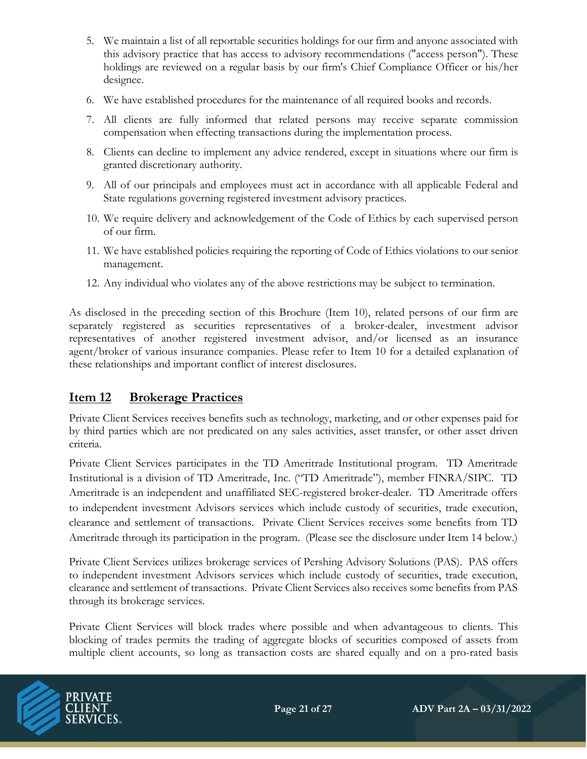5. We maintain a list of all reportable securities holdings for our firm and anyone associated with this advisory practice that has access to advisory recommendations ("access person"). These holdings are reviewed on a regular basis by our firm's Chief Compliance Officer or his/her designee.
6. We have established procedures for the maintenance of all required books and records.
7. All clients are fully informed that related persons may receive separate commission compensation when effecting transactions during the implementation process.
8. Clients can decline to implement any advice rendered, except in situations where our firm is granted discretionary authority.
9. All of our principals and employees must act in accordance with all applicable Federal and State regulations governing registered investment advisory practices.
10. We require delivery and acknowledgement of the Code of Ethics by each supervised person of our firm.
11. We have established policies requiring the reporting of Code of Ethics violations to our senior management.
12. Any individual who violates any of the above restrictions may be subject to termination.

As disclosed in the preceding section of this Brochure (Item 10), related persons of our firm are separately registered as securities representatives of a broker-dealer, investment advisor representatives of another registered investment advisor, and/or licensed as an insurance agent/broker of various insurance companies. Please refer to Item 10 for a detailed explanation of these relationships and important conflict of interest disclosures.

## Item 12 Brokerage Practices

Private Client Services receives benefits such as technology, marketing, and or other expenses paid for by third parties which are not predicated on any sales activities, asset transfer, or other asset driven criteria.

Private Client Services participates in the TD Ameritrade Institutional program. TD Ameritrade Institutional is a division of TD Ameritrade, Inc. ("TD Ameritrade"), member FINRA/SIPC. TD Ameritrade is an independent and unaffiliated SEC-registered broker-dealer. TD Ameritrade offers to independent investment Advisors services which include custody of securities, trade execution, clearance and settlement of transactions. Private Client Services receives some benefits from TD Ameritrade through its participation in the program. (Please see the disclosure under Item 14 below.)

Private Client Services utilizes brokerage services of Pershing Advisory Solutions (PAS). PAS offers to independent investment Advisors services which include custody of securities, trade execution, clearance and settlement of transactions. Private Client Services also receives some benefits from PAS through its brokerage services.

Private Client Services will block trades where possible and when advantageous to clients. This blocking of trades permits the trading of aggregate blocks of securities composed of assets from multiple client accounts, so long as transaction costs are shared equally and on a pro-rated basis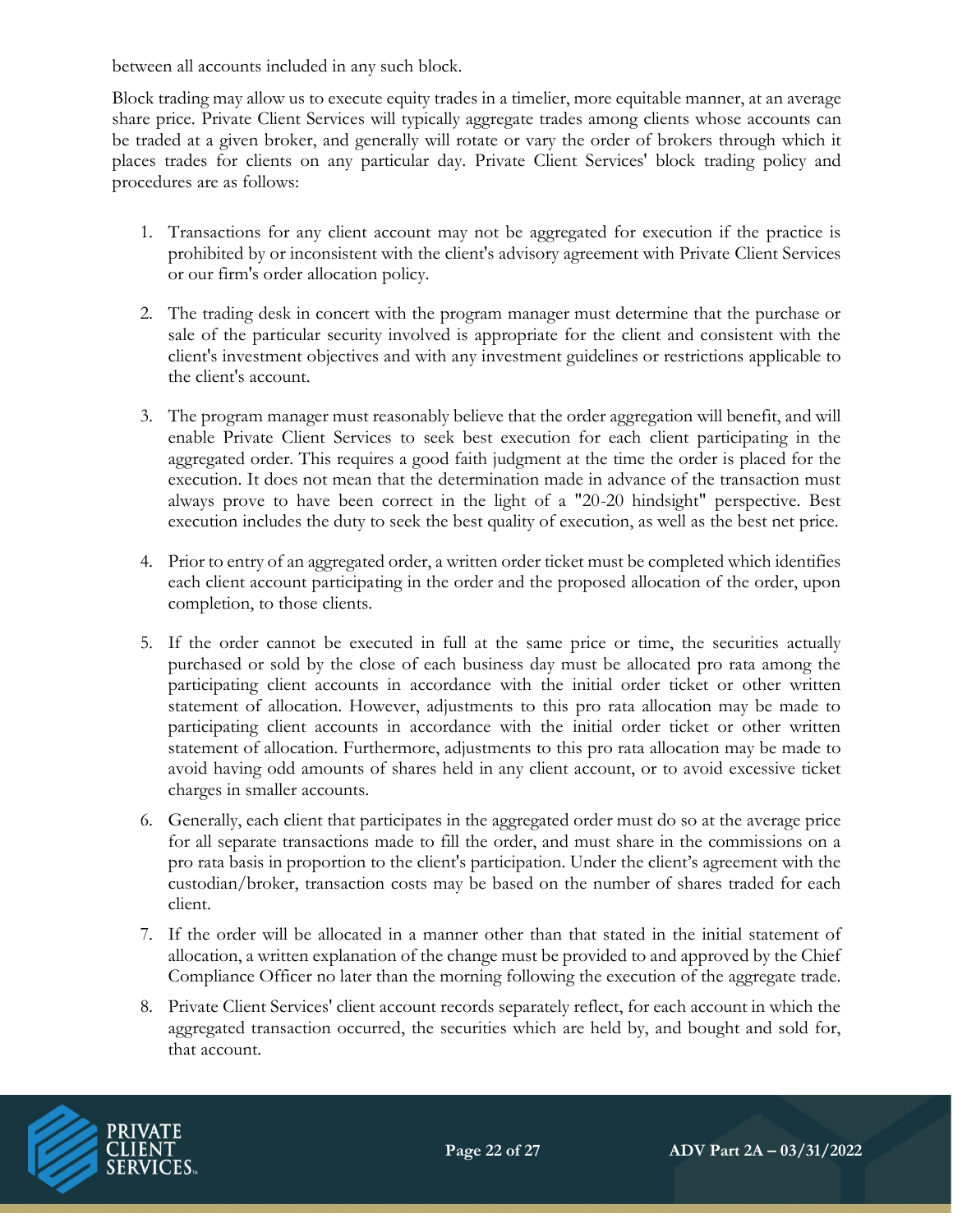between all accounts included in any such block.

Block trading may allow us to execute equity trades in a timelier, more equitable manner, at an average share price. Private Client Services will typically aggregate trades among clients whose accounts can be traded at a given broker, and generally will rotate or vary the order of brokers through which it places trades for clients on any particular day. Private Client Services' block trading policy and procedures are as follows:

1. Transactions for any client account may not be aggregated for execution if the practice is prohibited by or inconsistent with the client's advisory agreement with Private Client Services or our firm's order allocation policy.

2. The trading desk in concert with the program manager must determine that the purchase or sale of the particular security involved is appropriate for the client and consistent with the client's investment objectives and with any investment guidelines or restrictions applicable to the client's account.

3. The program manager must reasonably believe that the order aggregation will benefit, and will enable Private Client Services to seek best execution for each client participating in the aggregated order. This requires a good faith judgment at the time the order is placed for the execution. It does not mean that the determination made in advance of the transaction must always prove to have been correct in the light of a "20-20 hindsight" perspective. Best execution includes the duty to seek the best quality of execution, as well as the best net price.

4. Prior to entry of an aggregated order, a written order ticket must be completed which identifies each client account participating in the order and the proposed allocation of the order, upon completion, to those clients.

5. If the order cannot be executed in full at the same price or time, the securities actually purchased or sold by the close of each business day must be allocated pro rata among the participating client accounts in accordance with the initial order ticket or other written statement of allocation. However, adjustments to this pro rata allocation may be made to participating client accounts in accordance with the initial order ticket or other written statement of allocation. Furthermore, adjustments to this pro rata allocation may be made to avoid having odd amounts of shares held in any client account, or to avoid excessive ticket charges in smaller accounts.

6. Generally, each client that participates in the aggregated order must do so at the average price for all separate transactions made to fill the order, and must share in the commissions on a pro rata basis in proportion to the client's participation. Under the client's agreement with the custodian/broker, transaction costs may be based on the number of shares traded for each client.

7. If the order will be allocated in a manner other than that stated in the initial statement of allocation, a written explanation of the change must be provided to and approved by the Chief Compliance Officer no later than the morning following the execution of the aggregate trade.

8. Private Client Services' client account records separately reflect, for each account in which the aggregated transaction occurred, the securities which are held by, and bought and sold for, that account.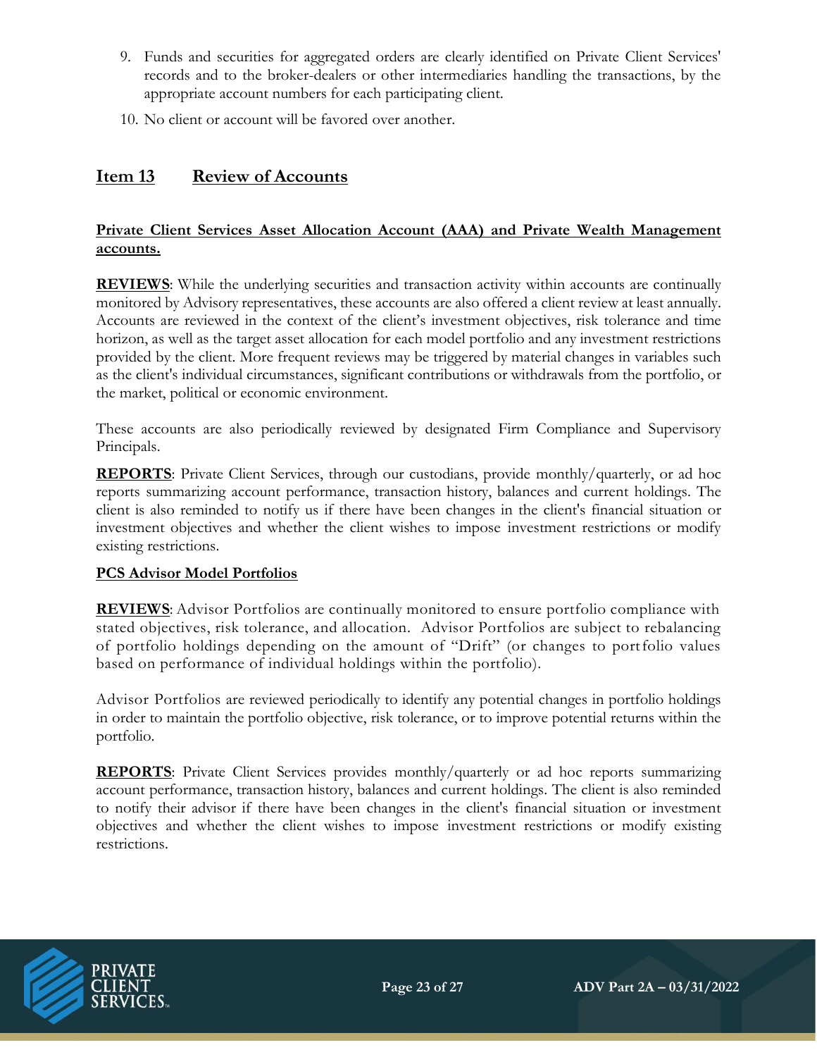9. Funds and securities for aggregated orders are clearly identified on Private Client Services' records and to the broker-dealers or other intermediaries handling the transactions, by the appropriate account numbers for each participating client.
10. No client or account will be favored over another.

## Item 13 Review of Accounts

**Private Client Services Asset Allocation Account (AAA) and Private Wealth Management accounts.**

**REVIEWS**: While the underlying securities and transaction activity within accounts are continually monitored by Advisory representatives, these accounts are also offered a client review at least annually. Accounts are reviewed in the context of the client's investment objectives, risk tolerance and time horizon, as well as the target asset allocation for each model portfolio and any investment restrictions provided by the client. More frequent reviews may be triggered by material changes in variables such as the client's individual circumstances, significant contributions or withdrawals from the portfolio, or the market, political or economic environment.

These accounts are also periodically reviewed by designated Firm Compliance and Supervisory Principals.

**REPORTS**: Private Client Services, through our custodians, provide monthly/quarterly, or ad hoc reports summarizing account performance, transaction history, balances and current holdings. The client is also reminded to notify us if there have been changes in the client's financial situation or investment objectives and whether the client wishes to impose investment restrictions or modify existing restrictions.

**PCS Advisor Model Portfolios**

**REVIEWS**: Advisor Portfolios are continually monitored to ensure portfolio compliance with stated objectives, risk tolerance, and allocation. Advisor Portfolios are subject to rebalancing of portfolio holdings depending on the amount of "Drift" (or changes to portfolio values based on performance of individual holdings within the portfolio).

Advisor Portfolios are reviewed periodically to identify any potential changes in portfolio holdings in order to maintain the portfolio objective, risk tolerance, or to improve potential returns within the portfolio.

**REPORTS**: Private Client Services provides monthly/quarterly or ad hoc reports summarizing account performance, transaction history, balances and current holdings. The client is also reminded to notify their advisor if there have been changes in the client's financial situation or investment objectives and whether the client wishes to impose investment restrictions or modify existing restrictions.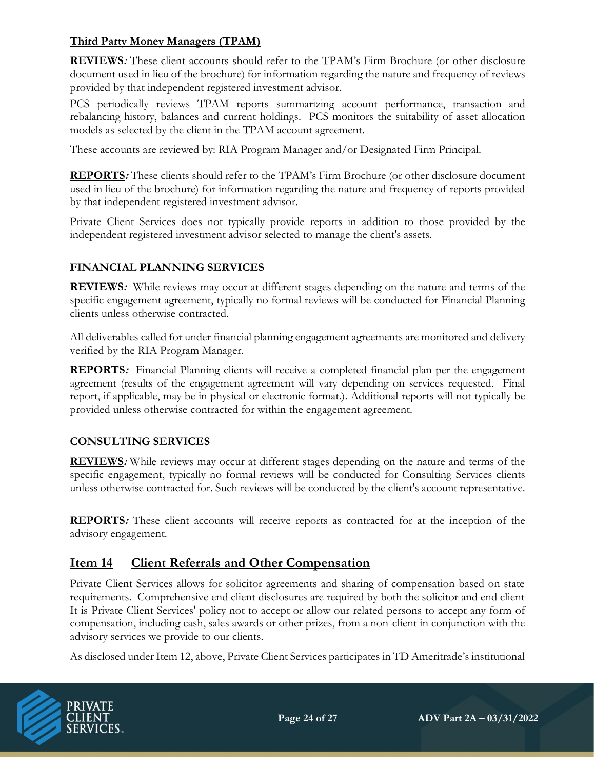**Third Party Money Managers (TPAM)**

**REVIEWS***:* These client accounts should refer to the TPAM's Firm Brochure (or other disclosure document used in lieu of the brochure) for information regarding the nature and frequency of reviews provided by that independent registered investment advisor.

PCS periodically reviews TPAM reports summarizing account performance, transaction and rebalancing history, balances and current holdings. PCS monitors the suitability of asset allocation models as selected by the client in the TPAM account agreement.

These accounts are reviewed by: RIA Program Manager and/or Designated Firm Principal.

**REPORTS***:* These clients should refer to the TPAM's Firm Brochure (or other disclosure document used in lieu of the brochure) for information regarding the nature and frequency of reports provided by that independent registered investment advisor.

Private Client Services does not typically provide reports in addition to those provided by the independent registered investment advisor selected to manage the client's assets.

**FINANCIAL PLANNING SERVICES**

**REVIEWS***:* While reviews may occur at different stages depending on the nature and terms of the specific engagement agreement, typically no formal reviews will be conducted for Financial Planning clients unless otherwise contracted.

All deliverables called for under financial planning engagement agreements are monitored and delivery verified by the RIA Program Manager.

**REPORTS***:* Financial Planning clients will receive a completed financial plan per the engagement agreement (results of the engagement agreement will vary depending on services requested. Final report, if applicable, may be in physical or electronic format.). Additional reports will not typically be provided unless otherwise contracted for within the engagement agreement.

**CONSULTING SERVICES**

**REVIEWS***:* While reviews may occur at different stages depending on the nature and terms of the specific engagement, typically no formal reviews will be conducted for Consulting Services clients unless otherwise contracted for. Such reviews will be conducted by the client's account representative.

**REPORTS***:* These client accounts will receive reports as contracted for at the inception of the advisory engagement.

## Item 14 Client Referrals and Other Compensation

Private Client Services allows for solicitor agreements and sharing of compensation based on state requirements. Comprehensive end client disclosures are required by both the solicitor and end client It is Private Client Services' policy not to accept or allow our related persons to accept any form of compensation, including cash, sales awards or other prizes, from a non-client in conjunction with the advisory services we provide to our clients.

As disclosed under Item 12, above, Private Client Services participates in TD Ameritrade's institutional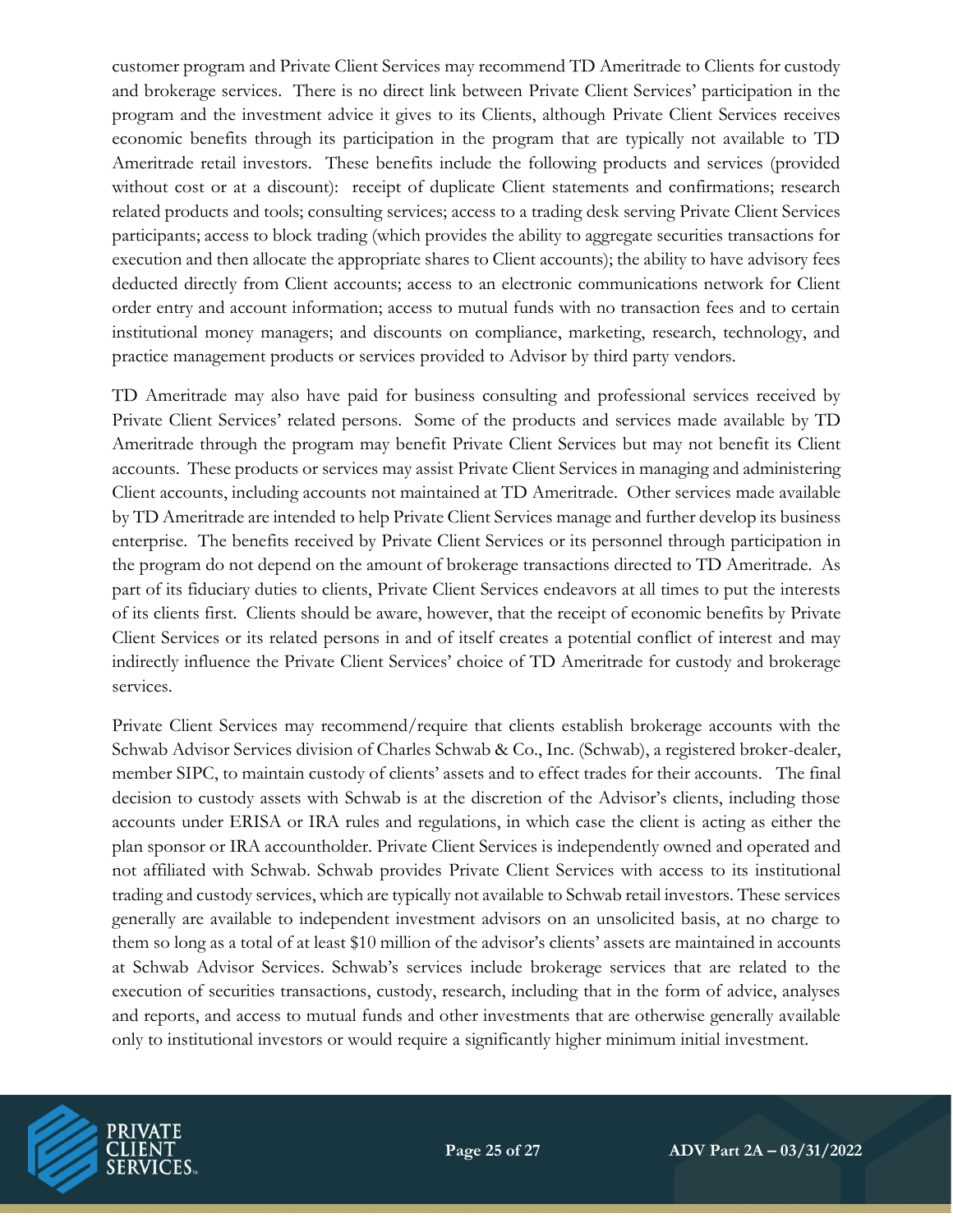customer program and Private Client Services may recommend TD Ameritrade to Clients for custody and brokerage services. There is no direct link between Private Client Services' participation in the program and the investment advice it gives to its Clients, although Private Client Services receives economic benefits through its participation in the program that are typically not available to TD Ameritrade retail investors. These benefits include the following products and services (provided without cost or at a discount): receipt of duplicate Client statements and confirmations; research related products and tools; consulting services; access to a trading desk serving Private Client Services participants; access to block trading (which provides the ability to aggregate securities transactions for execution and then allocate the appropriate shares to Client accounts); the ability to have advisory fees deducted directly from Client accounts; access to an electronic communications network for Client order entry and account information; access to mutual funds with no transaction fees and to certain institutional money managers; and discounts on compliance, marketing, research, technology, and practice management products or services provided to Advisor by third party vendors.

TD Ameritrade may also have paid for business consulting and professional services received by Private Client Services' related persons. Some of the products and services made available by TD Ameritrade through the program may benefit Private Client Services but may not benefit its Client accounts. These products or services may assist Private Client Services in managing and administering Client accounts, including accounts not maintained at TD Ameritrade. Other services made available by TD Ameritrade are intended to help Private Client Services manage and further develop its business enterprise. The benefits received by Private Client Services or its personnel through participation in the program do not depend on the amount of brokerage transactions directed to TD Ameritrade. As part of its fiduciary duties to clients, Private Client Services endeavors at all times to put the interests of its clients first. Clients should be aware, however, that the receipt of economic benefits by Private Client Services or its related persons in and of itself creates a potential conflict of interest and may indirectly influence the Private Client Services' choice of TD Ameritrade for custody and brokerage services.

Private Client Services may recommend/require that clients establish brokerage accounts with the Schwab Advisor Services division of Charles Schwab & Co., Inc. (Schwab), a registered broker-dealer, member SIPC, to maintain custody of clients' assets and to effect trades for their accounts. The final decision to custody assets with Schwab is at the discretion of the Advisor's clients, including those accounts under ERISA or IRA rules and regulations, in which case the client is acting as either the plan sponsor or IRA accountholder. Private Client Services is independently owned and operated and not affiliated with Schwab. Schwab provides Private Client Services with access to its institutional trading and custody services, which are typically not available to Schwab retail investors. These services generally are available to independent investment advisors on an unsolicited basis, at no charge to them so long as a total of at least $10 million of the advisor's clients' assets are maintained in accounts at Schwab Advisor Services. Schwab's services include brokerage services that are related to the execution of securities transactions, custody, research, including that in the form of advice, analyses and reports, and access to mutual funds and other investments that are otherwise generally available only to institutional investors or would require a significantly higher minimum initial investment.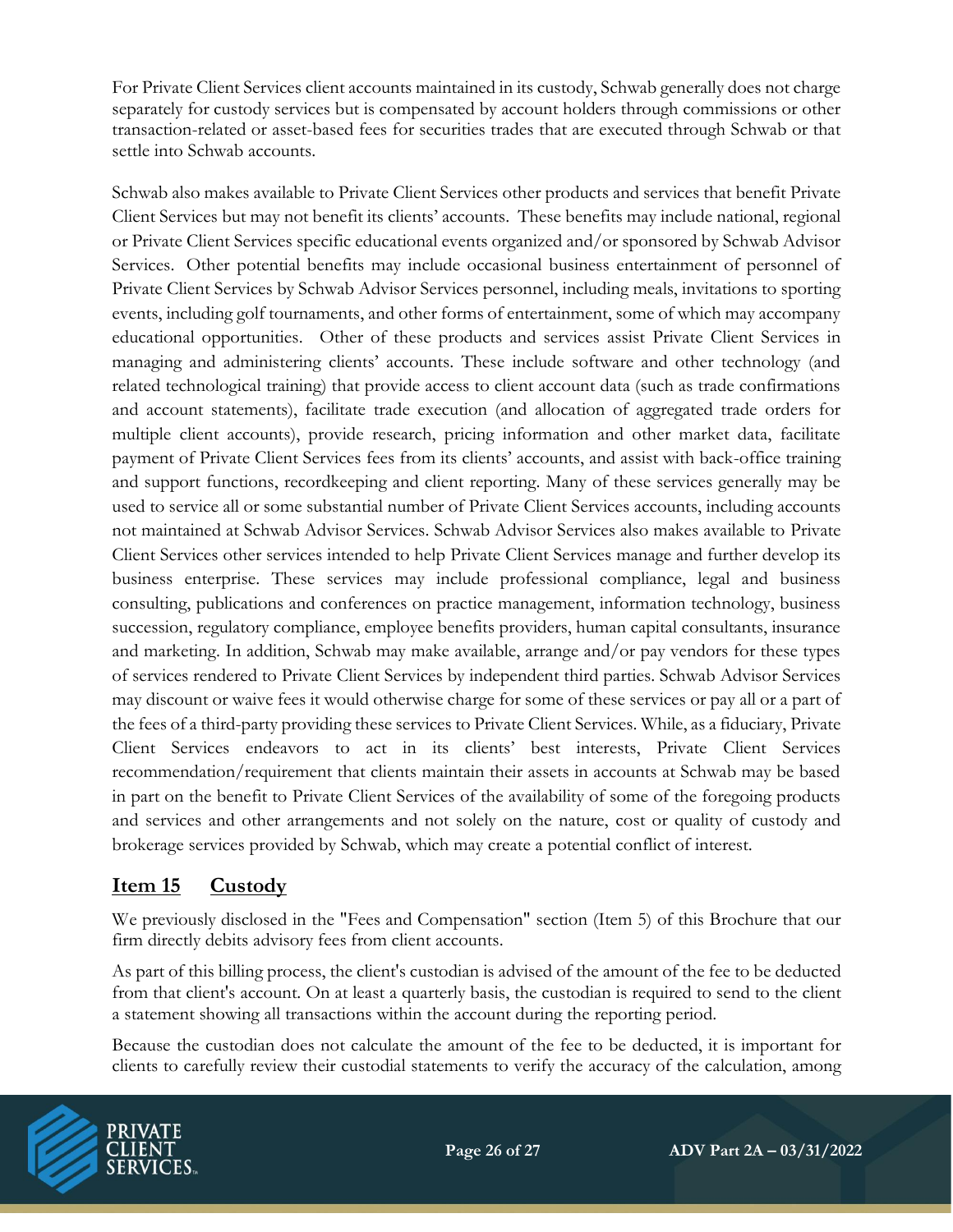For Private Client Services client accounts maintained in its custody, Schwab generally does not charge separately for custody services but is compensated by account holders through commissions or other transaction-related or asset-based fees for securities trades that are executed through Schwab or that settle into Schwab accounts.

Schwab also makes available to Private Client Services other products and services that benefit Private Client Services but may not benefit its clients' accounts. These benefits may include national, regional or Private Client Services specific educational events organized and/or sponsored by Schwab Advisor Services. Other potential benefits may include occasional business entertainment of personnel of Private Client Services by Schwab Advisor Services personnel, including meals, invitations to sporting events, including golf tournaments, and other forms of entertainment, some of which may accompany educational opportunities. Other of these products and services assist Private Client Services in managing and administering clients' accounts. These include software and other technology (and related technological training) that provide access to client account data (such as trade confirmations and account statements), facilitate trade execution (and allocation of aggregated trade orders for multiple client accounts), provide research, pricing information and other market data, facilitate payment of Private Client Services fees from its clients' accounts, and assist with back-office training and support functions, recordkeeping and client reporting. Many of these services generally may be used to service all or some substantial number of Private Client Services accounts, including accounts not maintained at Schwab Advisor Services. Schwab Advisor Services also makes available to Private Client Services other services intended to help Private Client Services manage and further develop its business enterprise. These services may include professional compliance, legal and business consulting, publications and conferences on practice management, information technology, business succession, regulatory compliance, employee benefits providers, human capital consultants, insurance and marketing. In addition, Schwab may make available, arrange and/or pay vendors for these types of services rendered to Private Client Services by independent third parties. Schwab Advisor Services may discount or waive fees it would otherwise charge for some of these services or pay all or a part of the fees of a third-party providing these services to Private Client Services. While, as a fiduciary, Private Client Services endeavors to act in its clients' best interests, Private Client Services recommendation/requirement that clients maintain their assets in accounts at Schwab may be based in part on the benefit to Private Client Services of the availability of some of the foregoing products and services and other arrangements and not solely on the nature, cost or quality of custody and brokerage services provided by Schwab, which may create a potential conflict of interest.

## Item 15 Custody

We previously disclosed in the "Fees and Compensation" section (Item 5) of this Brochure that our firm directly debits advisory fees from client accounts.

As part of this billing process, the client's custodian is advised of the amount of the fee to be deducted from that client's account. On at least a quarterly basis, the custodian is required to send to the client a statement showing all transactions within the account during the reporting period.

Because the custodian does not calculate the amount of the fee to be deducted, it is important for clients to carefully review their custodial statements to verify the accuracy of the calculation, among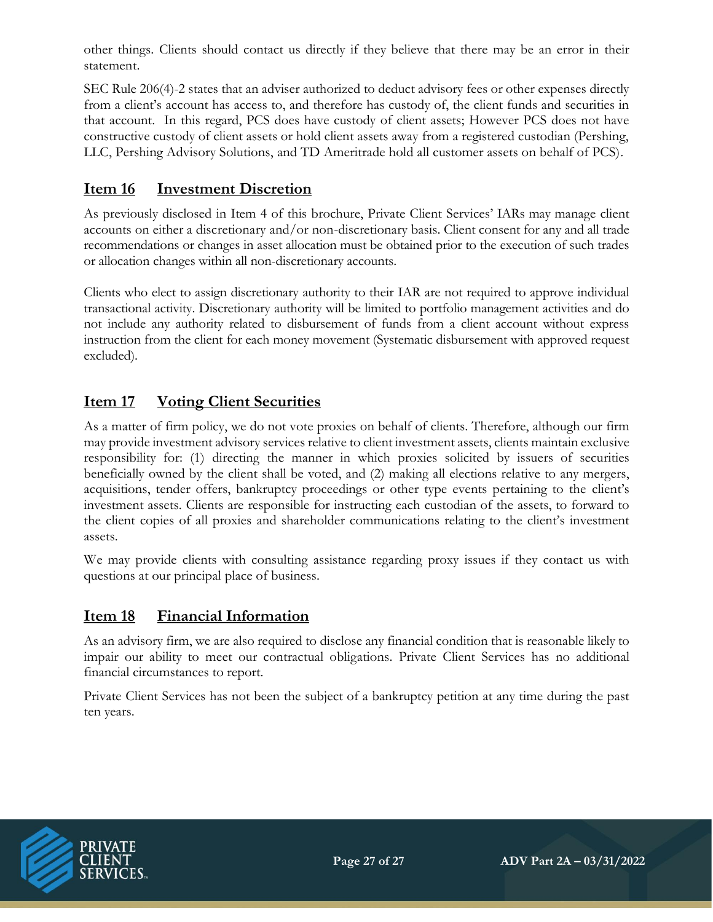other things. Clients should contact us directly if they believe that there may be an error in their statement.

SEC Rule 206(4)-2 states that an adviser authorized to deduct advisory fees or other expenses directly from a client's account has access to, and therefore has custody of, the client funds and securities in that account. In this regard, PCS does have custody of client assets; However PCS does not have constructive custody of client assets or hold client assets away from a registered custodian (Pershing, LLC, Pershing Advisory Solutions, and TD Ameritrade hold all customer assets on behalf of PCS).

## Item 16 Investment Discretion

As previously disclosed in Item 4 of this brochure, Private Client Services' IARs may manage client accounts on either a discretionary and/or non-discretionary basis. Client consent for any and all trade recommendations or changes in asset allocation must be obtained prior to the execution of such trades or allocation changes within all non-discretionary accounts.

Clients who elect to assign discretionary authority to their IAR are not required to approve individual transactional activity. Discretionary authority will be limited to portfolio management activities and do not include any authority related to disbursement of funds from a client account without express instruction from the client for each money movement (Systematic disbursement with approved request excluded).

## Item 17 Voting Client Securities

As a matter of firm policy, we do not vote proxies on behalf of clients. Therefore, although our firm may provide investment advisory services relative to client investment assets, clients maintain exclusive responsibility for: (1) directing the manner in which proxies solicited by issuers of securities beneficially owned by the client shall be voted, and (2) making all elections relative to any mergers, acquisitions, tender offers, bankruptcy proceedings or other type events pertaining to the client's investment assets. Clients are responsible for instructing each custodian of the assets, to forward to the client copies of all proxies and shareholder communications relating to the client's investment assets.

We may provide clients with consulting assistance regarding proxy issues if they contact us with questions at our principal place of business.

## Item 18 Financial Information

As an advisory firm, we are also required to disclose any financial condition that is reasonable likely to impair our ability to meet our contractual obligations. Private Client Services has no additional financial circumstances to report.

Private Client Services has not been the subject of a bankruptcy petition at any time during the past ten years.